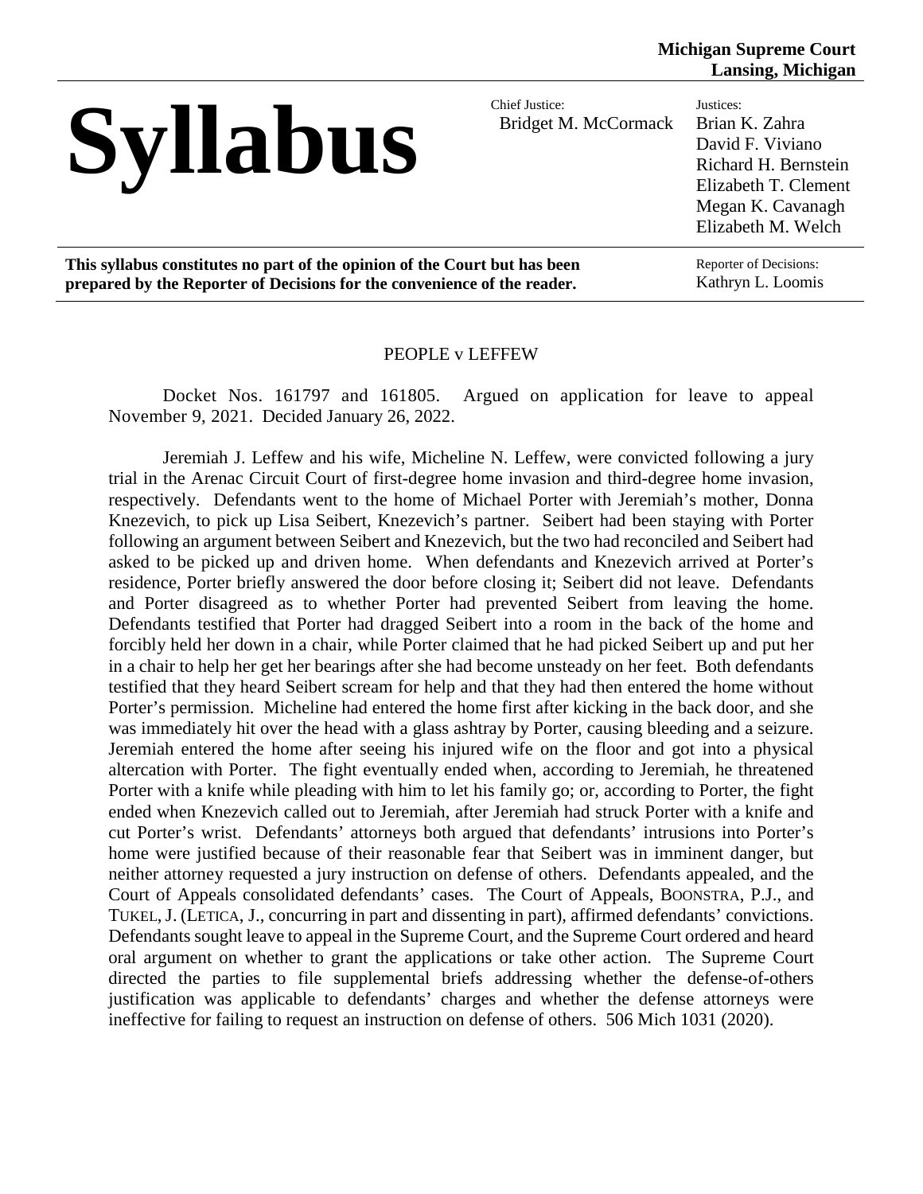Michigan Supreme Court
Lansing, Michigan

# Syllabus

Chief Justice:
Bridget M. McCormack

Justices:
Brian K. Zahra
David F. Viviano
Richard H. Bernstein
Elizabeth T. Clement
Megan K. Cavanagh
Elizabeth M. Welch

**This syllabus constitutes no part of the opinion of the Court but has been prepared by the Reporter of Decisions for the convenience of the reader.**

Reporter of Decisions:
Kathryn L. Loomis

PEOPLE v LEFFEW

Docket Nos. 161797 and 161805. Argued on application for leave to appeal November 9, 2021. Decided January 26, 2022.

Jeremiah J. Leffew and his wife, Micheline N. Leffew, were convicted following a jury trial in the Arenac Circuit Court of first-degree home invasion and third-degree home invasion, respectively. Defendants went to the home of Michael Porter with Jeremiah's mother, Donna Knezevich, to pick up Lisa Seibert, Knezevich's partner. Seibert had been staying with Porter following an argument between Seibert and Knezevich, but the two had reconciled and Seibert had asked to be picked up and driven home. When defendants and Knezevich arrived at Porter's residence, Porter briefly answered the door before closing it; Seibert did not leave. Defendants and Porter disagreed as to whether Porter had prevented Seibert from leaving the home. Defendants testified that Porter had dragged Seibert into a room in the back of the home and forcibly held her down in a chair, while Porter claimed that he had picked Seibert up and put her in a chair to help her get her bearings after she had become unsteady on her feet. Both defendants testified that they heard Seibert scream for help and that they had then entered the home without Porter's permission. Micheline had entered the home first after kicking in the back door, and she was immediately hit over the head with a glass ashtray by Porter, causing bleeding and a seizure. Jeremiah entered the home after seeing his injured wife on the floor and got into a physical altercation with Porter. The fight eventually ended when, according to Jeremiah, he threatened Porter with a knife while pleading with him to let his family go; or, according to Porter, the fight ended when Knezevich called out to Jeremiah, after Jeremiah had struck Porter with a knife and cut Porter's wrist. Defendants' attorneys both argued that defendants' intrusions into Porter's home were justified because of their reasonable fear that Seibert was in imminent danger, but neither attorney requested a jury instruction on defense of others. Defendants appealed, and the Court of Appeals consolidated defendants' cases. The Court of Appeals, BOONSTRA, P.J., and TUKEL, J. (LETICA, J., concurring in part and dissenting in part), affirmed defendants' convictions. Defendants sought leave to appeal in the Supreme Court, and the Supreme Court ordered and heard oral argument on whether to grant the applications or take other action. The Supreme Court directed the parties to file supplemental briefs addressing whether the defense-of-others justification was applicable to defendants' charges and whether the defense attorneys were ineffective for failing to request an instruction on defense of others. 506 Mich 1031 (2020).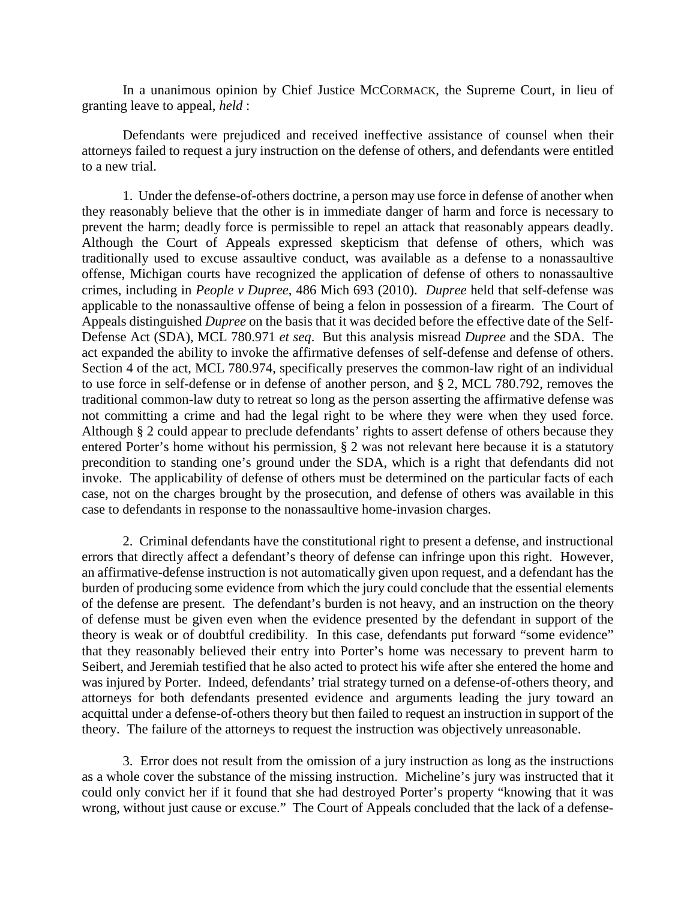In a unanimous opinion by Chief Justice MCCORMACK, the Supreme Court, in lieu of granting leave to appeal, *held* :

Defendants were prejudiced and received ineffective assistance of counsel when their attorneys failed to request a jury instruction on the defense of others, and defendants were entitled to a new trial.

1. Under the defense-of-others doctrine, a person may use force in defense of another when they reasonably believe that the other is in immediate danger of harm and force is necessary to prevent the harm; deadly force is permissible to repel an attack that reasonably appears deadly. Although the Court of Appeals expressed skepticism that defense of others, which was traditionally used to excuse assaultive conduct, was available as a defense to a nonassaultive offense, Michigan courts have recognized the application of defense of others to nonassaultive crimes, including in *People v Dupree*, 486 Mich 693 (2010). *Dupree* held that self-defense was applicable to the nonassaultive offense of being a felon in possession of a firearm. The Court of Appeals distinguished *Dupree* on the basis that it was decided before the effective date of the Self-Defense Act (SDA), MCL 780.971 *et seq*. But this analysis misread *Dupree* and the SDA. The act expanded the ability to invoke the affirmative defenses of self-defense and defense of others. Section 4 of the act, MCL 780.974, specifically preserves the common-law right of an individual to use force in self-defense or in defense of another person, and § 2, MCL 780.792, removes the traditional common-law duty to retreat so long as the person asserting the affirmative defense was not committing a crime and had the legal right to be where they were when they used force. Although § 2 could appear to preclude defendants' rights to assert defense of others because they entered Porter's home without his permission, § 2 was not relevant here because it is a statutory precondition to standing one's ground under the SDA, which is a right that defendants did not invoke. The applicability of defense of others must be determined on the particular facts of each case, not on the charges brought by the prosecution, and defense of others was available in this case to defendants in response to the nonassaultive home-invasion charges.

2. Criminal defendants have the constitutional right to present a defense, and instructional errors that directly affect a defendant's theory of defense can infringe upon this right. However, an affirmative-defense instruction is not automatically given upon request, and a defendant has the burden of producing some evidence from which the jury could conclude that the essential elements of the defense are present. The defendant's burden is not heavy, and an instruction on the theory of defense must be given even when the evidence presented by the defendant in support of the theory is weak or of doubtful credibility. In this case, defendants put forward "some evidence" that they reasonably believed their entry into Porter's home was necessary to prevent harm to Seibert, and Jeremiah testified that he also acted to protect his wife after she entered the home and was injured by Porter. Indeed, defendants' trial strategy turned on a defense-of-others theory, and attorneys for both defendants presented evidence and arguments leading the jury toward an acquittal under a defense-of-others theory but then failed to request an instruction in support of the theory. The failure of the attorneys to request the instruction was objectively unreasonable.

3. Error does not result from the omission of a jury instruction as long as the instructions as a whole cover the substance of the missing instruction. Micheline's jury was instructed that it could only convict her if it found that she had destroyed Porter's property "knowing that it was wrong, without just cause or excuse." The Court of Appeals concluded that the lack of a defense-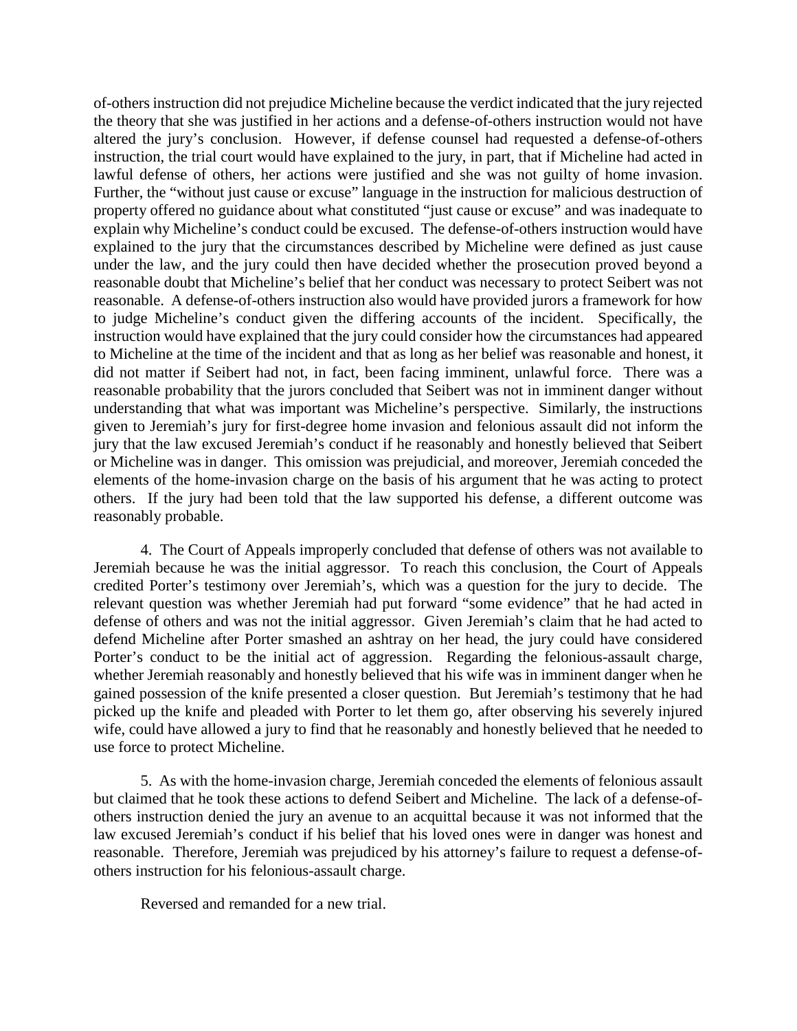of-others instruction did not prejudice Micheline because the verdict indicated that the jury rejected the theory that she was justified in her actions and a defense-of-others instruction would not have altered the jury's conclusion. However, if defense counsel had requested a defense-of-others instruction, the trial court would have explained to the jury, in part, that if Micheline had acted in lawful defense of others, her actions were justified and she was not guilty of home invasion. Further, the "without just cause or excuse" language in the instruction for malicious destruction of property offered no guidance about what constituted "just cause or excuse" and was inadequate to explain why Micheline's conduct could be excused. The defense-of-others instruction would have explained to the jury that the circumstances described by Micheline were defined as just cause under the law, and the jury could then have decided whether the prosecution proved beyond a reasonable doubt that Micheline's belief that her conduct was necessary to protect Seibert was not reasonable. A defense-of-others instruction also would have provided jurors a framework for how to judge Micheline's conduct given the differing accounts of the incident. Specifically, the instruction would have explained that the jury could consider how the circumstances had appeared to Micheline at the time of the incident and that as long as her belief was reasonable and honest, it did not matter if Seibert had not, in fact, been facing imminent, unlawful force. There was a reasonable probability that the jurors concluded that Seibert was not in imminent danger without understanding that what was important was Micheline's perspective. Similarly, the instructions given to Jeremiah's jury for first-degree home invasion and felonious assault did not inform the jury that the law excused Jeremiah's conduct if he reasonably and honestly believed that Seibert or Micheline was in danger. This omission was prejudicial, and moreover, Jeremiah conceded the elements of the home-invasion charge on the basis of his argument that he was acting to protect others. If the jury had been told that the law supported his defense, a different outcome was reasonably probable.

4. The Court of Appeals improperly concluded that defense of others was not available to Jeremiah because he was the initial aggressor. To reach this conclusion, the Court of Appeals credited Porter's testimony over Jeremiah's, which was a question for the jury to decide. The relevant question was whether Jeremiah had put forward "some evidence" that he had acted in defense of others and was not the initial aggressor. Given Jeremiah's claim that he had acted to defend Micheline after Porter smashed an ashtray on her head, the jury could have considered Porter's conduct to be the initial act of aggression. Regarding the felonious-assault charge, whether Jeremiah reasonably and honestly believed that his wife was in imminent danger when he gained possession of the knife presented a closer question. But Jeremiah's testimony that he had picked up the knife and pleaded with Porter to let them go, after observing his severely injured wife, could have allowed a jury to find that he reasonably and honestly believed that he needed to use force to protect Micheline.

5. As with the home-invasion charge, Jeremiah conceded the elements of felonious assault but claimed that he took these actions to defend Seibert and Micheline. The lack of a defense-of-others instruction denied the jury an avenue to an acquittal because it was not informed that the law excused Jeremiah's conduct if his belief that his loved ones were in danger was honest and reasonable. Therefore, Jeremiah was prejudiced by his attorney's failure to request a defense-of-others instruction for his felonious-assault charge.

Reversed and remanded for a new trial.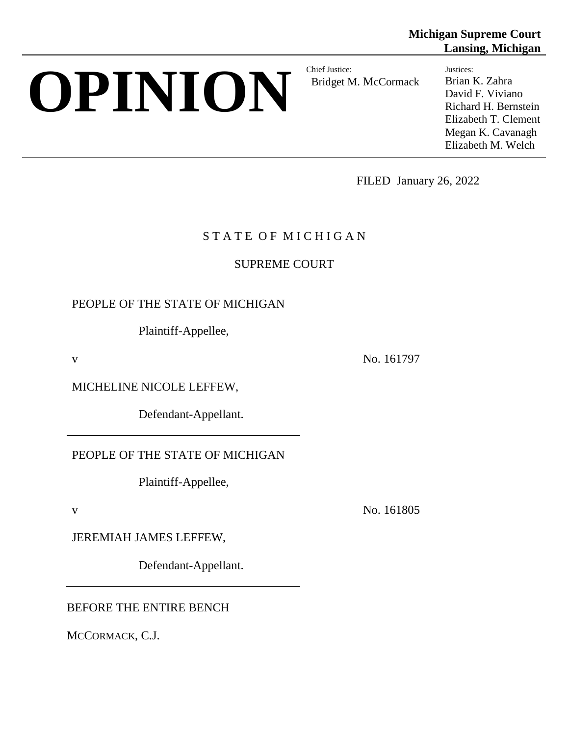**Michigan Supreme Court**
**Lansing, Michigan**

# OPINION

Chief Justice:
Bridget M. McCormack

Justices:
Brian K. Zahra
David F. Viviano
Richard H. Bernstein
Elizabeth T. Clement
Megan K. Cavanagh
Elizabeth M. Welch

FILED January 26, 2022

S T A T E O F M I C H I G A N

SUPREME COURT

PEOPLE OF THE STATE OF MICHIGAN

Plaintiff-Appellee,

v No. 161797

MICHELINE NICOLE LEFFEW,

Defendant-Appellant.

---

PEOPLE OF THE STATE OF MICHIGAN

Plaintiff-Appellee,

v No. 161805

JEREMIAH JAMES LEFFEW,

Defendant-Appellant.

---

BEFORE THE ENTIRE BENCH

MCCORMACK, C.J.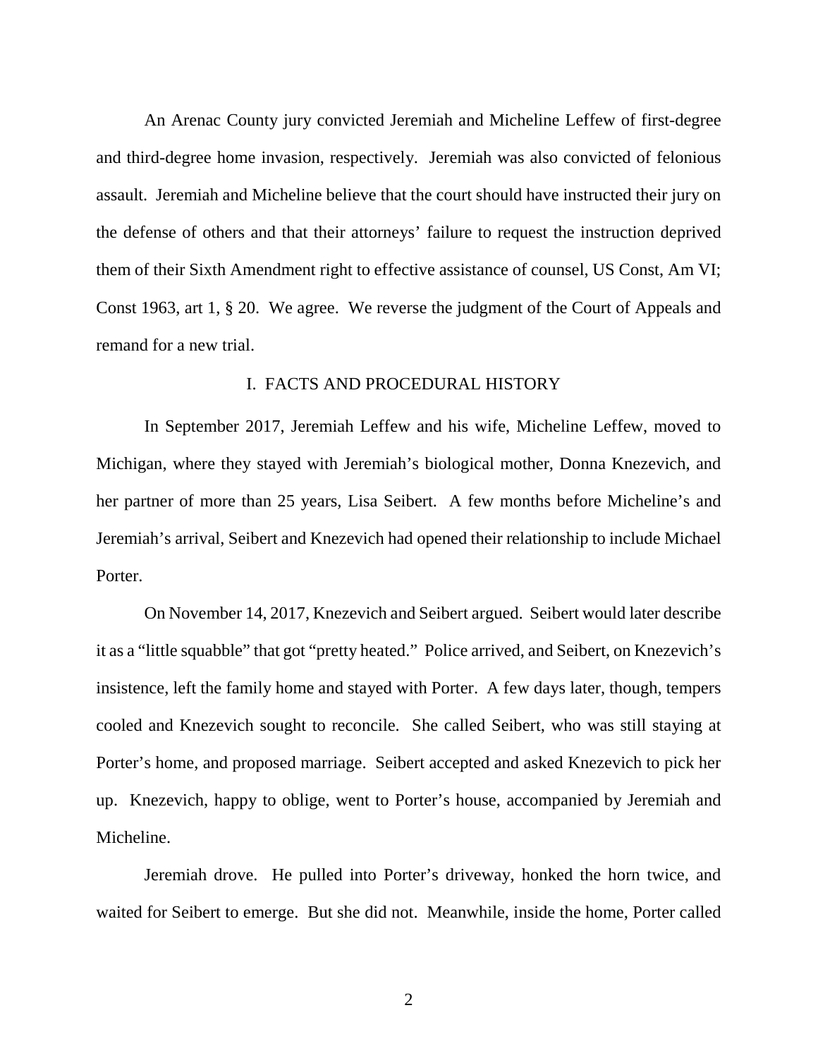An Arenac County jury convicted Jeremiah and Micheline Leffew of first-degree and third-degree home invasion, respectively. Jeremiah was also convicted of felonious assault. Jeremiah and Micheline believe that the court should have instructed their jury on the defense of others and that their attorneys' failure to request the instruction deprived them of their Sixth Amendment right to effective assistance of counsel, US Const, Am VI; Const 1963, art 1, § 20. We agree. We reverse the judgment of the Court of Appeals and remand for a new trial.

## I. FACTS AND PROCEDURAL HISTORY

In September 2017, Jeremiah Leffew and his wife, Micheline Leffew, moved to Michigan, where they stayed with Jeremiah's biological mother, Donna Knezevich, and her partner of more than 25 years, Lisa Seibert. A few months before Micheline's and Jeremiah's arrival, Seibert and Knezevich had opened their relationship to include Michael Porter.

On November 14, 2017, Knezevich and Seibert argued. Seibert would later describe it as a "little squabble" that got "pretty heated." Police arrived, and Seibert, on Knezevich's insistence, left the family home and stayed with Porter. A few days later, though, tempers cooled and Knezevich sought to reconcile. She called Seibert, who was still staying at Porter's home, and proposed marriage. Seibert accepted and asked Knezevich to pick her up. Knezevich, happy to oblige, went to Porter's house, accompanied by Jeremiah and Micheline.

Jeremiah drove. He pulled into Porter's driveway, honked the horn twice, and waited for Seibert to emerge. But she did not. Meanwhile, inside the home, Porter called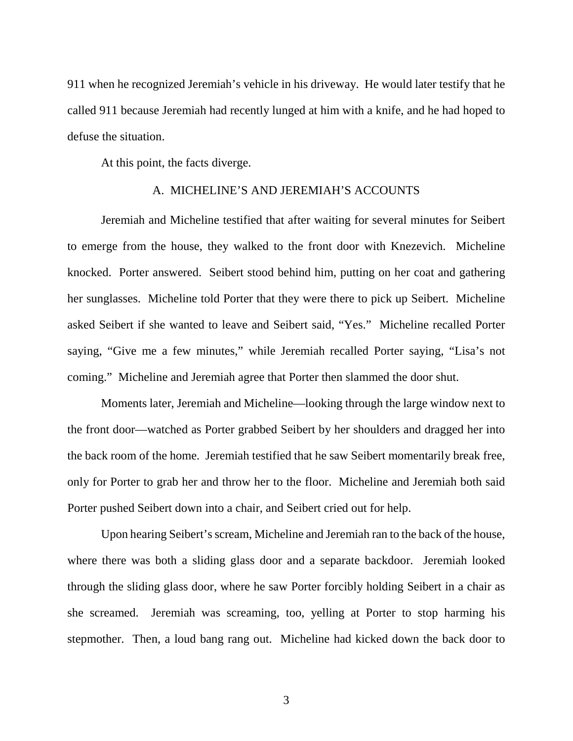911 when he recognized Jeremiah's vehicle in his driveway. He would later testify that he called 911 because Jeremiah had recently lunged at him with a knife, and he had hoped to defuse the situation.

At this point, the facts diverge.

### A. MICHELINE'S AND JEREMIAH'S ACCOUNTS

Jeremiah and Micheline testified that after waiting for several minutes for Seibert to emerge from the house, they walked to the front door with Knezevich. Micheline knocked. Porter answered. Seibert stood behind him, putting on her coat and gathering her sunglasses. Micheline told Porter that they were there to pick up Seibert. Micheline asked Seibert if she wanted to leave and Seibert said, "Yes." Micheline recalled Porter saying, "Give me a few minutes," while Jeremiah recalled Porter saying, "Lisa's not coming." Micheline and Jeremiah agree that Porter then slammed the door shut.

Moments later, Jeremiah and Micheline—looking through the large window next to the front door—watched as Porter grabbed Seibert by her shoulders and dragged her into the back room of the home. Jeremiah testified that he saw Seibert momentarily break free, only for Porter to grab her and throw her to the floor. Micheline and Jeremiah both said Porter pushed Seibert down into a chair, and Seibert cried out for help.

Upon hearing Seibert's scream, Micheline and Jeremiah ran to the back of the house, where there was both a sliding glass door and a separate backdoor. Jeremiah looked through the sliding glass door, where he saw Porter forcibly holding Seibert in a chair as she screamed. Jeremiah was screaming, too, yelling at Porter to stop harming his stepmother. Then, a loud bang rang out. Micheline had kicked down the back door to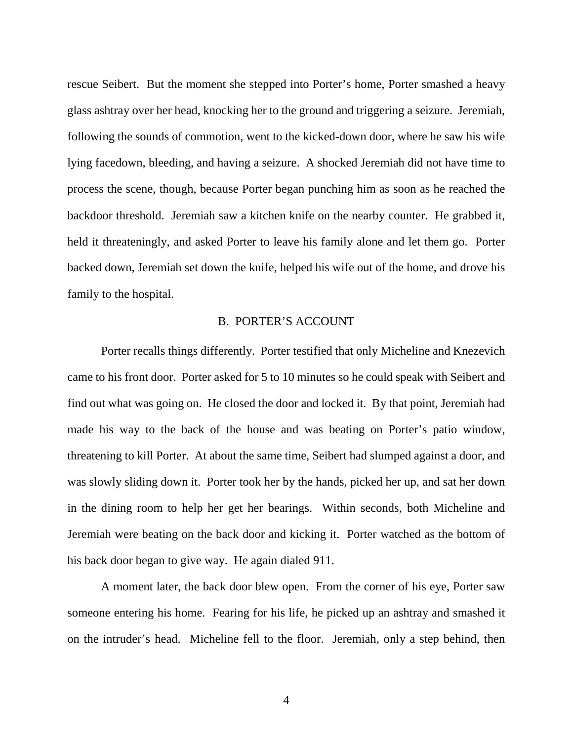rescue Seibert. But the moment she stepped into Porter's home, Porter smashed a heavy glass ashtray over her head, knocking her to the ground and triggering a seizure. Jeremiah, following the sounds of commotion, went to the kicked-down door, where he saw his wife lying facedown, bleeding, and having a seizure. A shocked Jeremiah did not have time to process the scene, though, because Porter began punching him as soon as he reached the backdoor threshold. Jeremiah saw a kitchen knife on the nearby counter. He grabbed it, held it threateningly, and asked Porter to leave his family alone and let them go. Porter backed down, Jeremiah set down the knife, helped his wife out of the home, and drove his family to the hospital.

## B. PORTER'S ACCOUNT

Porter recalls things differently. Porter testified that only Micheline and Knezevich came to his front door. Porter asked for 5 to 10 minutes so he could speak with Seibert and find out what was going on. He closed the door and locked it. By that point, Jeremiah had made his way to the back of the house and was beating on Porter's patio window, threatening to kill Porter. At about the same time, Seibert had slumped against a door, and was slowly sliding down it. Porter took her by the hands, picked her up, and sat her down in the dining room to help her get her bearings. Within seconds, both Micheline and Jeremiah were beating on the back door and kicking it. Porter watched as the bottom of his back door began to give way. He again dialed 911.

A moment later, the back door blew open. From the corner of his eye, Porter saw someone entering his home. Fearing for his life, he picked up an ashtray and smashed it on the intruder's head. Micheline fell to the floor. Jeremiah, only a step behind, then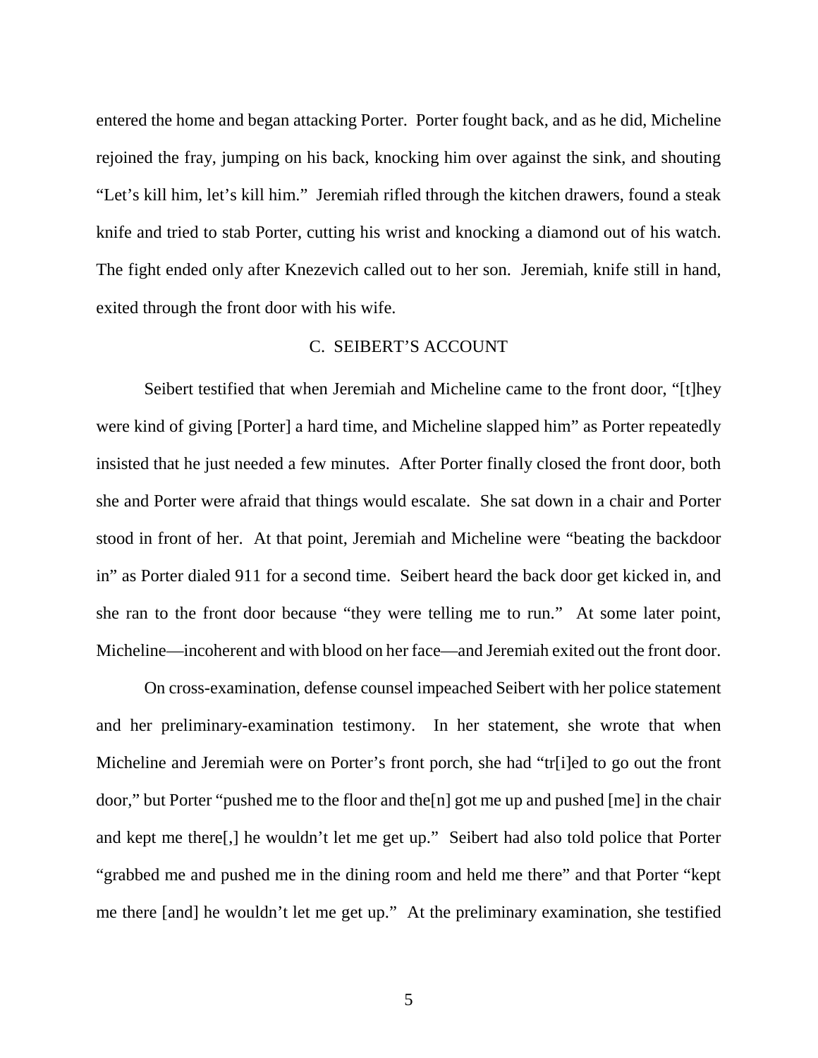entered the home and began attacking Porter. Porter fought back, and as he did, Micheline rejoined the fray, jumping on his back, knocking him over against the sink, and shouting "Let's kill him, let's kill him." Jeremiah rifled through the kitchen drawers, found a steak knife and tried to stab Porter, cutting his wrist and knocking a diamond out of his watch. The fight ended only after Knezevich called out to her son. Jeremiah, knife still in hand, exited through the front door with his wife.

### C. SEIBERT'S ACCOUNT

Seibert testified that when Jeremiah and Micheline came to the front door, "[t]hey were kind of giving [Porter] a hard time, and Micheline slapped him" as Porter repeatedly insisted that he just needed a few minutes. After Porter finally closed the front door, both she and Porter were afraid that things would escalate. She sat down in a chair and Porter stood in front of her. At that point, Jeremiah and Micheline were "beating the backdoor in" as Porter dialed 911 for a second time. Seibert heard the back door get kicked in, and she ran to the front door because "they were telling me to run." At some later point, Micheline—incoherent and with blood on her face—and Jeremiah exited out the front door.

On cross-examination, defense counsel impeached Seibert with her police statement and her preliminary-examination testimony. In her statement, she wrote that when Micheline and Jeremiah were on Porter's front porch, she had "tr[i]ed to go out the front door," but Porter "pushed me to the floor and the[n] got me up and pushed [me] in the chair and kept me there[,] he wouldn't let me get up." Seibert had also told police that Porter "grabbed me and pushed me in the dining room and held me there" and that Porter "kept me there [and] he wouldn't let me get up." At the preliminary examination, she testified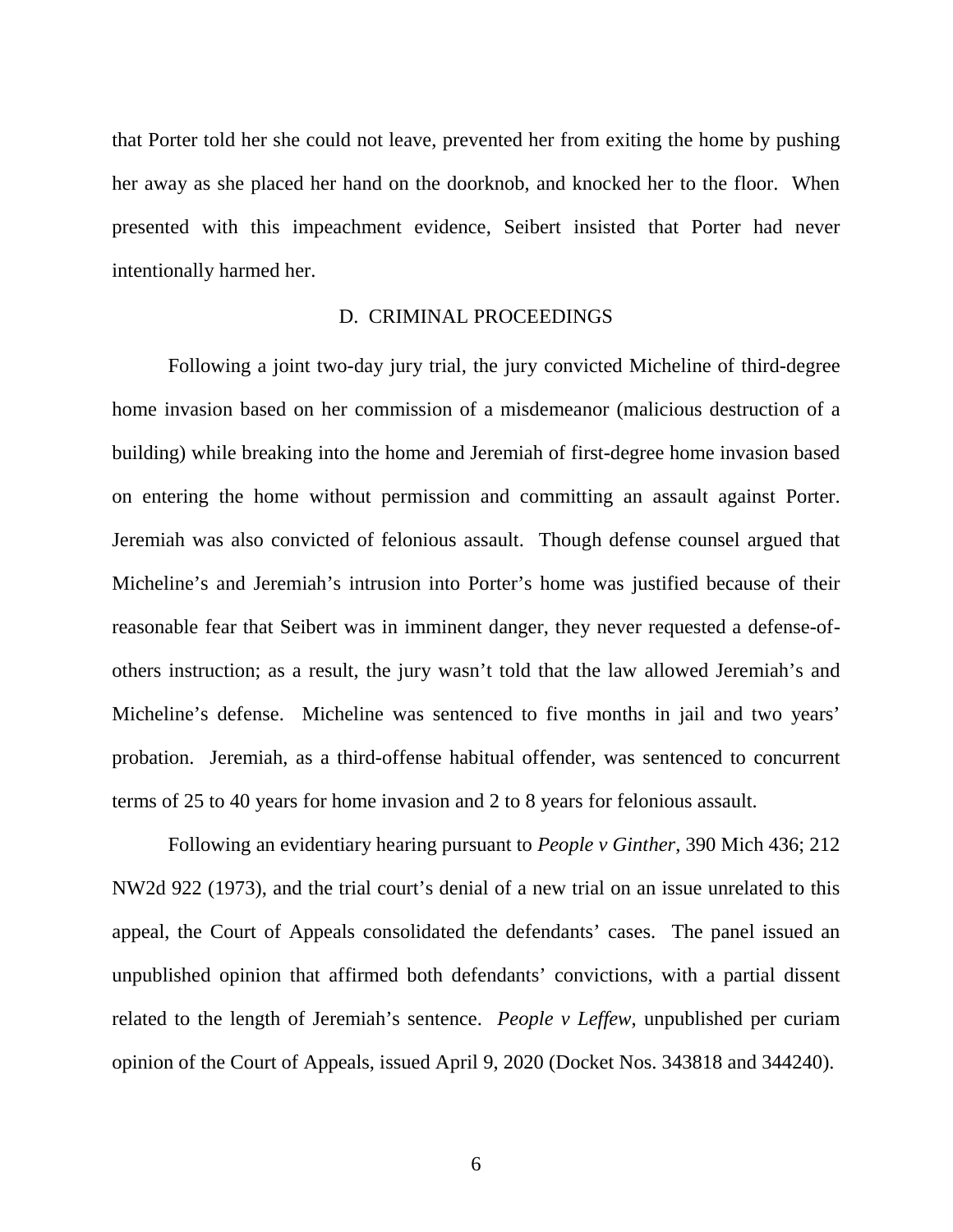that Porter told her she could not leave, prevented her from exiting the home by pushing her away as she placed her hand on the doorknob, and knocked her to the floor. When presented with this impeachment evidence, Seibert insisted that Porter had never intentionally harmed her.

### D. CRIMINAL PROCEEDINGS

Following a joint two-day jury trial, the jury convicted Micheline of third-degree home invasion based on her commission of a misdemeanor (malicious destruction of a building) while breaking into the home and Jeremiah of first-degree home invasion based on entering the home without permission and committing an assault against Porter. Jeremiah was also convicted of felonious assault. Though defense counsel argued that Micheline's and Jeremiah's intrusion into Porter's home was justified because of their reasonable fear that Seibert was in imminent danger, they never requested a defense-of-others instruction; as a result, the jury wasn't told that the law allowed Jeremiah's and Micheline's defense. Micheline was sentenced to five months in jail and two years' probation. Jeremiah, as a third-offense habitual offender, was sentenced to concurrent terms of 25 to 40 years for home invasion and 2 to 8 years for felonious assault.

Following an evidentiary hearing pursuant to *People v Ginther*, 390 Mich 436; 212 NW2d 922 (1973), and the trial court's denial of a new trial on an issue unrelated to this appeal, the Court of Appeals consolidated the defendants' cases. The panel issued an unpublished opinion that affirmed both defendants' convictions, with a partial dissent related to the length of Jeremiah's sentence. *People v Leffew*, unpublished per curiam opinion of the Court of Appeals, issued April 9, 2020 (Docket Nos. 343818 and 344240).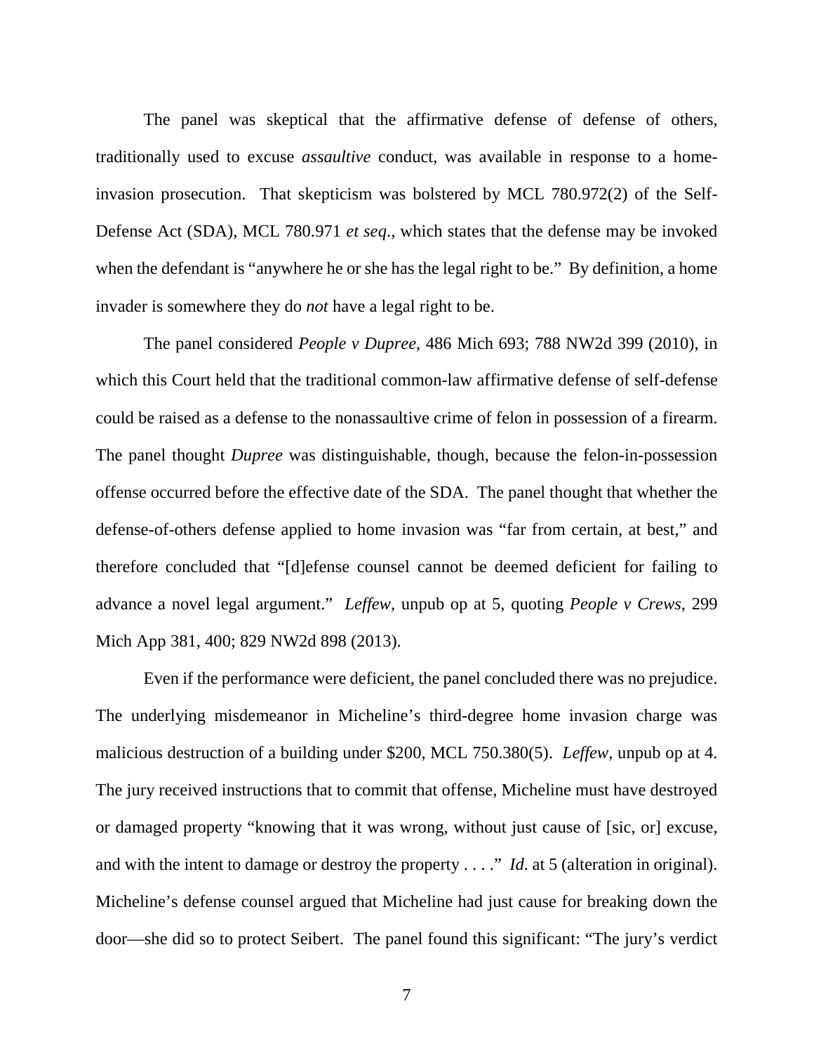The panel was skeptical that the affirmative defense of defense of others, traditionally used to excuse *assaultive* conduct, was available in response to a home-invasion prosecution. That skepticism was bolstered by MCL 780.972(2) of the Self-Defense Act (SDA), MCL 780.971 *et seq*., which states that the defense may be invoked when the defendant is "anywhere he or she has the legal right to be." By definition, a home invader is somewhere they do *not* have a legal right to be.

The panel considered *People v Dupree*, 486 Mich 693; 788 NW2d 399 (2010), in which this Court held that the traditional common-law affirmative defense of self-defense could be raised as a defense to the nonassaultive crime of felon in possession of a firearm. The panel thought *Dupree* was distinguishable, though, because the felon-in-possession offense occurred before the effective date of the SDA. The panel thought that whether the defense-of-others defense applied to home invasion was "far from certain, at best," and therefore concluded that "[d]efense counsel cannot be deemed deficient for failing to advance a novel legal argument." *Leffew*, unpub op at 5, quoting *People v Crews*, 299 Mich App 381, 400; 829 NW2d 898 (2013).

Even if the performance were deficient, the panel concluded there was no prejudice. The underlying misdemeanor in Micheline's third-degree home invasion charge was malicious destruction of a building under $200, MCL 750.380(5). *Leffew*, unpub op at 4. The jury received instructions that to commit that offense, Micheline must have destroyed or damaged property "knowing that it was wrong, without just cause of [sic, or] excuse, and with the intent to damage or destroy the property . . . ." *Id*. at 5 (alteration in original). Micheline's defense counsel argued that Micheline had just cause for breaking down the door—she did so to protect Seibert. The panel found this significant: "The jury's verdict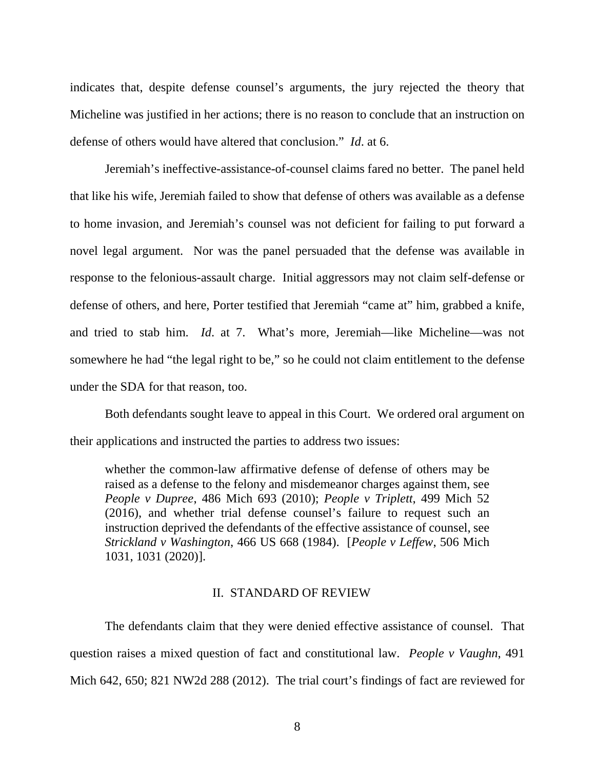indicates that, despite defense counsel's arguments, the jury rejected the theory that Micheline was justified in her actions; there is no reason to conclude that an instruction on defense of others would have altered that conclusion." *Id*. at 6.

Jeremiah's ineffective-assistance-of-counsel claims fared no better. The panel held that like his wife, Jeremiah failed to show that defense of others was available as a defense to home invasion, and Jeremiah's counsel was not deficient for failing to put forward a novel legal argument. Nor was the panel persuaded that the defense was available in response to the felonious-assault charge. Initial aggressors may not claim self-defense or defense of others, and here, Porter testified that Jeremiah "came at" him, grabbed a knife, and tried to stab him. *Id*. at 7. What's more, Jeremiah—like Micheline—was not somewhere he had "the legal right to be," so he could not claim entitlement to the defense under the SDA for that reason, too.

Both defendants sought leave to appeal in this Court. We ordered oral argument on their applications and instructed the parties to address two issues:

> whether the common-law affirmative defense of defense of others may be raised as a defense to the felony and misdemeanor charges against them, see *People v Dupree*, 486 Mich 693 (2010); *People v Triplett*, 499 Mich 52 (2016), and whether trial defense counsel's failure to request such an instruction deprived the defendants of the effective assistance of counsel, see *Strickland v Washington*, 466 US 668 (1984). [*People v Leffew*, 506 Mich 1031, 1031 (2020)].

## II. STANDARD OF REVIEW

The defendants claim that they were denied effective assistance of counsel. That question raises a mixed question of fact and constitutional law. *People v Vaughn*, 491 Mich 642, 650; 821 NW2d 288 (2012). The trial court's findings of fact are reviewed for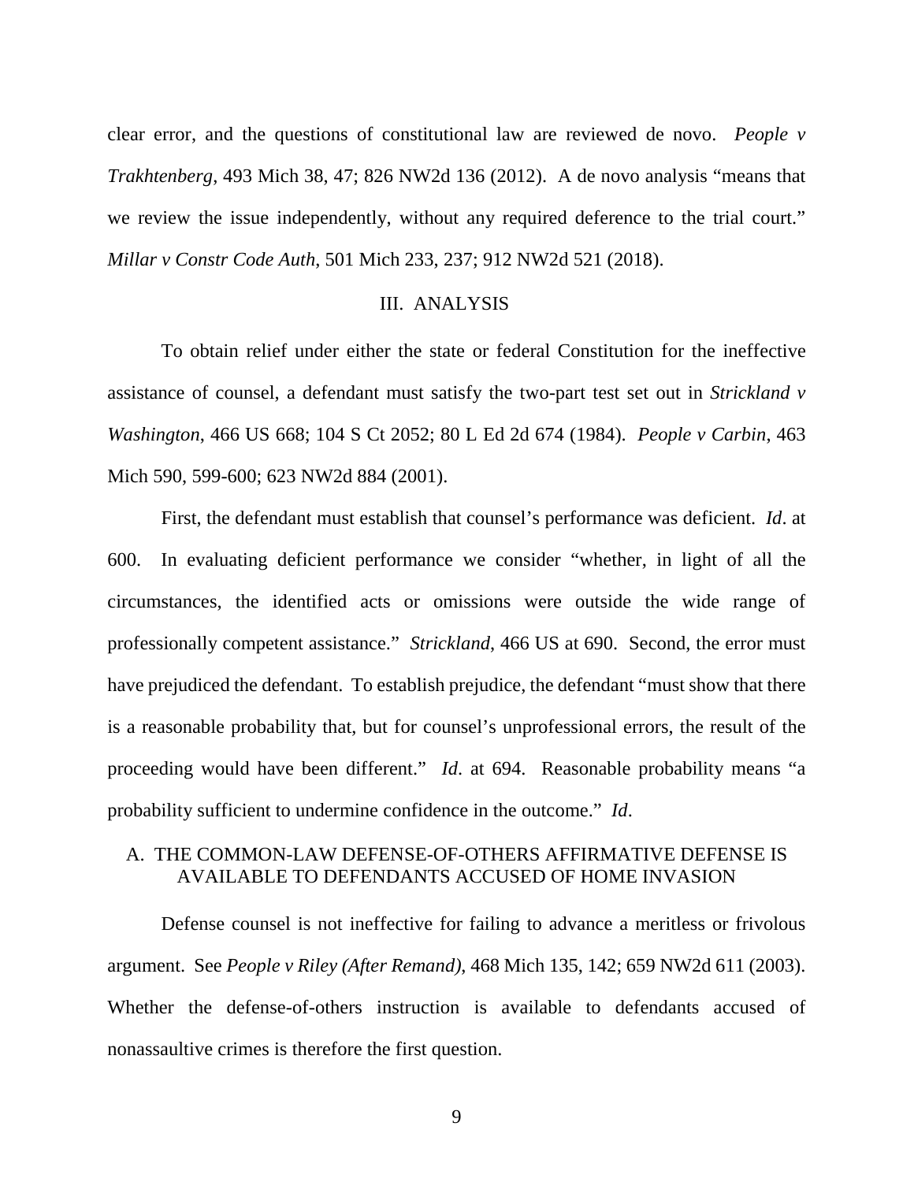clear error, and the questions of constitutional law are reviewed de novo. *People v Trakhtenberg*, 493 Mich 38, 47; 826 NW2d 136 (2012). A de novo analysis "means that we review the issue independently, without any required deference to the trial court." *Millar v Constr Code Auth*, 501 Mich 233, 237; 912 NW2d 521 (2018).

## III. ANALYSIS

To obtain relief under either the state or federal Constitution for the ineffective assistance of counsel, a defendant must satisfy the two-part test set out in *Strickland v Washington*, 466 US 668; 104 S Ct 2052; 80 L Ed 2d 674 (1984). *People v Carbin*, 463 Mich 590, 599-600; 623 NW2d 884 (2001).

First, the defendant must establish that counsel's performance was deficient. *Id*. at 600. In evaluating deficient performance we consider "whether, in light of all the circumstances, the identified acts or omissions were outside the wide range of professionally competent assistance." *Strickland*, 466 US at 690. Second, the error must have prejudiced the defendant. To establish prejudice, the defendant "must show that there is a reasonable probability that, but for counsel's unprofessional errors, the result of the proceeding would have been different." *Id*. at 694. Reasonable probability means "a probability sufficient to undermine confidence in the outcome." *Id*.

### A. THE COMMON-LAW DEFENSE-OF-OTHERS AFFIRMATIVE DEFENSE IS AVAILABLE TO DEFENDANTS ACCUSED OF HOME INVASION

Defense counsel is not ineffective for failing to advance a meritless or frivolous argument. See *People v Riley (After Remand)*, 468 Mich 135, 142; 659 NW2d 611 (2003). Whether the defense-of-others instruction is available to defendants accused of nonassaultive crimes is therefore the first question.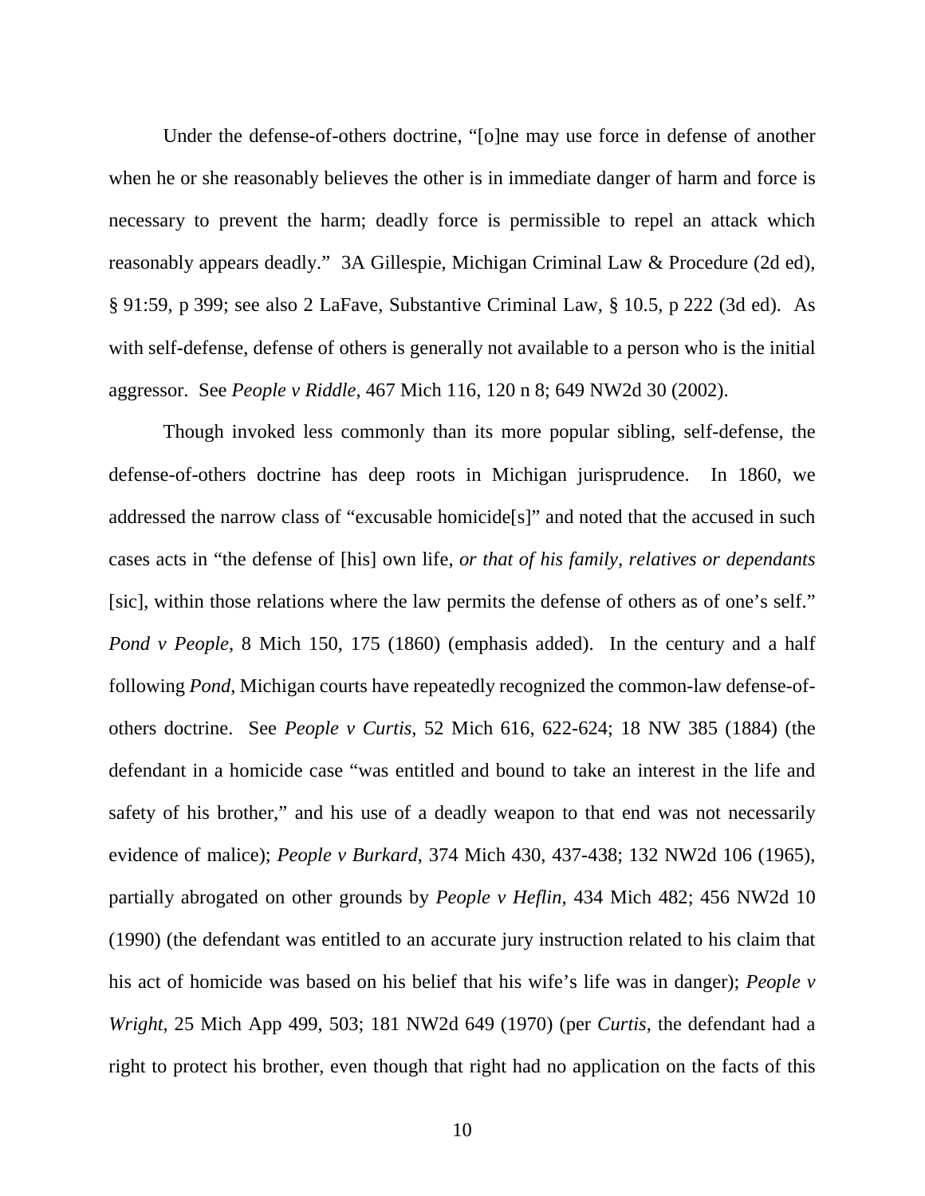Under the defense-of-others doctrine, "[o]ne may use force in defense of another when he or she reasonably believes the other is in immediate danger of harm and force is necessary to prevent the harm; deadly force is permissible to repel an attack which reasonably appears deadly." 3A Gillespie, Michigan Criminal Law & Procedure (2d ed), § 91:59, p 399; see also 2 LaFave, Substantive Criminal Law, § 10.5, p 222 (3d ed). As with self-defense, defense of others is generally not available to a person who is the initial aggressor. See *People v Riddle*, 467 Mich 116, 120 n 8; 649 NW2d 30 (2002).

Though invoked less commonly than its more popular sibling, self-defense, the defense-of-others doctrine has deep roots in Michigan jurisprudence. In 1860, we addressed the narrow class of "excusable homicide[s]" and noted that the accused in such cases acts in "the defense of [his] own life, *or that of his family, relatives or dependants* [sic], within those relations where the law permits the defense of others as of one's self." *Pond v People*, 8 Mich 150, 175 (1860) (emphasis added). In the century and a half following *Pond*, Michigan courts have repeatedly recognized the common-law defense-of-others doctrine. See *People v Curtis*, 52 Mich 616, 622-624; 18 NW 385 (1884) (the defendant in a homicide case "was entitled and bound to take an interest in the life and safety of his brother," and his use of a deadly weapon to that end was not necessarily evidence of malice); *People v Burkard*, 374 Mich 430, 437-438; 132 NW2d 106 (1965), partially abrogated on other grounds by *People v Heflin*, 434 Mich 482; 456 NW2d 10 (1990) (the defendant was entitled to an accurate jury instruction related to his claim that his act of homicide was based on his belief that his wife's life was in danger); *People v Wright*, 25 Mich App 499, 503; 181 NW2d 649 (1970) (per *Curtis*, the defendant had a right to protect his brother, even though that right had no application on the facts of this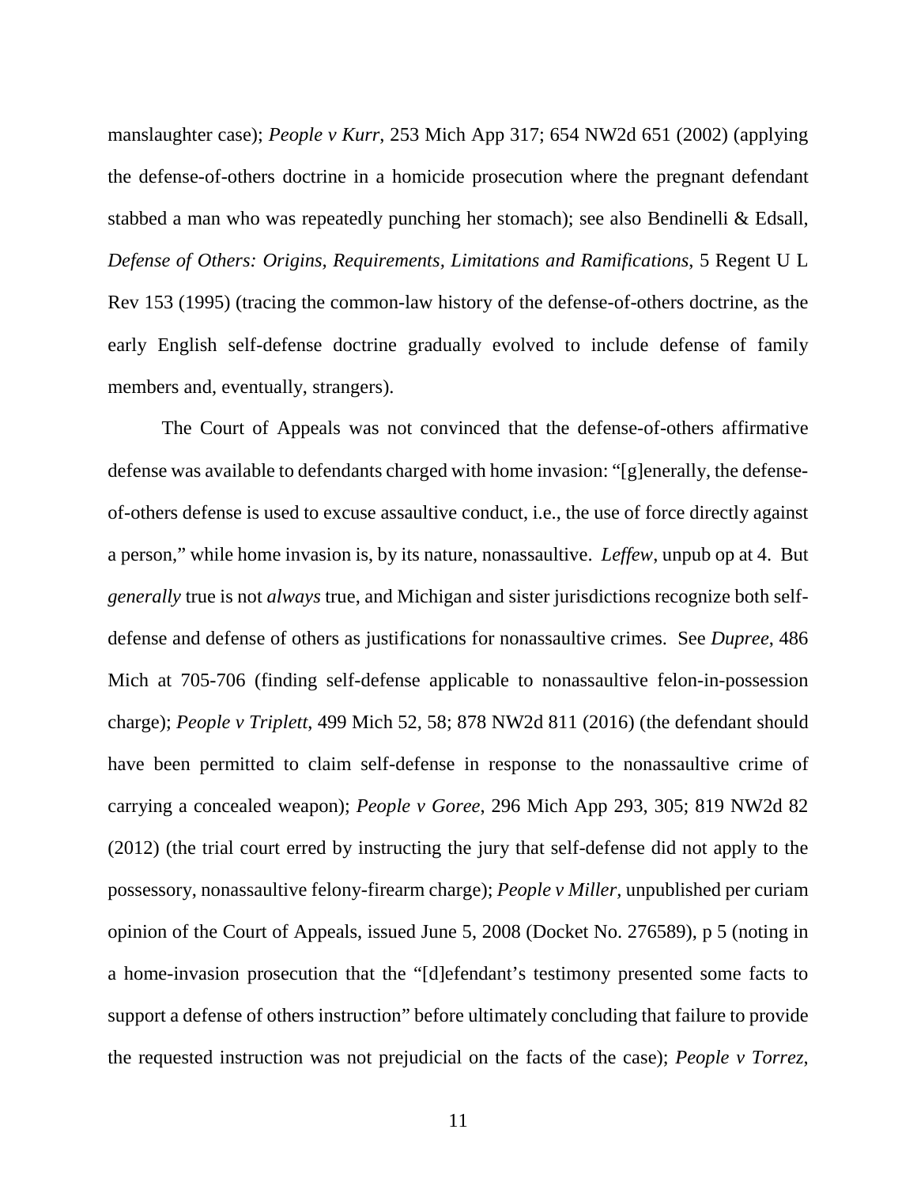manslaughter case); *People v Kurr*, 253 Mich App 317; 654 NW2d 651 (2002) (applying the defense-of-others doctrine in a homicide prosecution where the pregnant defendant stabbed a man who was repeatedly punching her stomach); see also Bendinelli & Edsall, *Defense of Others: Origins, Requirements, Limitations and Ramifications*, 5 Regent U L Rev 153 (1995) (tracing the common-law history of the defense-of-others doctrine, as the early English self-defense doctrine gradually evolved to include defense of family members and, eventually, strangers).

The Court of Appeals was not convinced that the defense-of-others affirmative defense was available to defendants charged with home invasion: "[g]enerally, the defense-of-others defense is used to excuse assaultive conduct, i.e., the use of force directly against a person," while home invasion is, by its nature, nonassaultive. *Leffew*, unpub op at 4. But *generally* true is not *always* true, and Michigan and sister jurisdictions recognize both self-defense and defense of others as justifications for nonassaultive crimes. See *Dupree*, 486 Mich at 705-706 (finding self-defense applicable to nonassaultive felon-in-possession charge); *People v Triplett*, 499 Mich 52, 58; 878 NW2d 811 (2016) (the defendant should have been permitted to claim self-defense in response to the nonassaultive crime of carrying a concealed weapon); *People v Goree*, 296 Mich App 293, 305; 819 NW2d 82 (2012) (the trial court erred by instructing the jury that self-defense did not apply to the possessory, nonassaultive felony-firearm charge); *People v Miller*, unpublished per curiam opinion of the Court of Appeals, issued June 5, 2008 (Docket No. 276589), p 5 (noting in a home-invasion prosecution that the "[d]efendant's testimony presented some facts to support a defense of others instruction" before ultimately concluding that failure to provide the requested instruction was not prejudicial on the facts of the case); *People v Torrez*,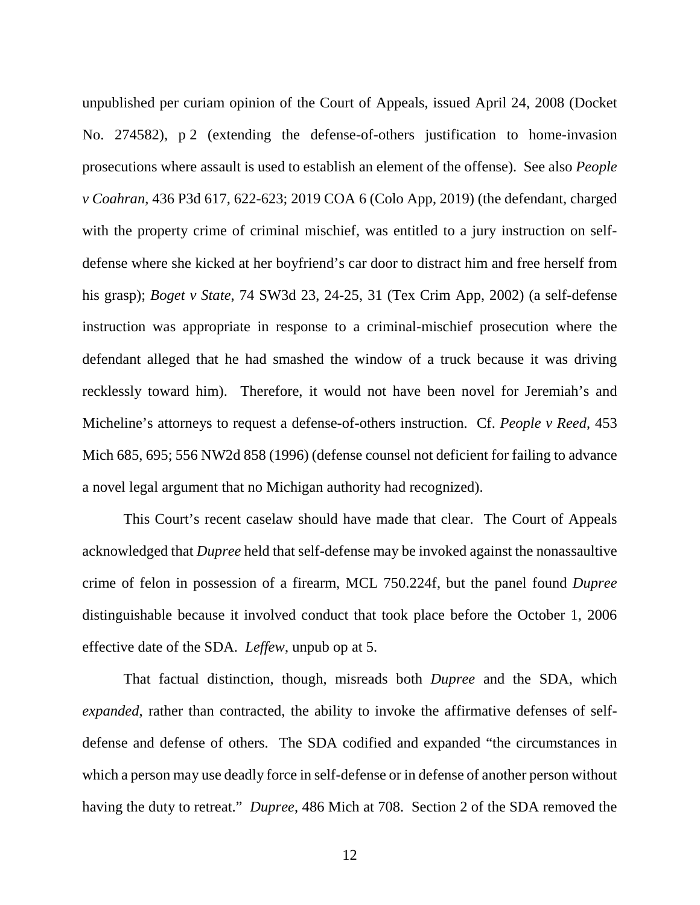unpublished per curiam opinion of the Court of Appeals, issued April 24, 2008 (Docket No. 274582), p 2 (extending the defense-of-others justification to home-invasion prosecutions where assault is used to establish an element of the offense). See also *People v Coahran*, 436 P3d 617, 622-623; 2019 COA 6 (Colo App, 2019) (the defendant, charged with the property crime of criminal mischief, was entitled to a jury instruction on self-defense where she kicked at her boyfriend's car door to distract him and free herself from his grasp); *Boget v State*, 74 SW3d 23, 24-25, 31 (Tex Crim App, 2002) (a self-defense instruction was appropriate in response to a criminal-mischief prosecution where the defendant alleged that he had smashed the window of a truck because it was driving recklessly toward him). Therefore, it would not have been novel for Jeremiah's and Micheline's attorneys to request a defense-of-others instruction. Cf. *People v Reed*, 453 Mich 685, 695; 556 NW2d 858 (1996) (defense counsel not deficient for failing to advance a novel legal argument that no Michigan authority had recognized).

This Court's recent caselaw should have made that clear. The Court of Appeals acknowledged that *Dupree* held that self-defense may be invoked against the nonassaultive crime of felon in possession of a firearm, MCL 750.224f, but the panel found *Dupree* distinguishable because it involved conduct that took place before the October 1, 2006 effective date of the SDA. *Leffew*, unpub op at 5.

That factual distinction, though, misreads both *Dupree* and the SDA, which *expanded*, rather than contracted, the ability to invoke the affirmative defenses of self-defense and defense of others. The SDA codified and expanded "the circumstances in which a person may use deadly force in self-defense or in defense of another person without having the duty to retreat." *Dupree*, 486 Mich at 708. Section 2 of the SDA removed the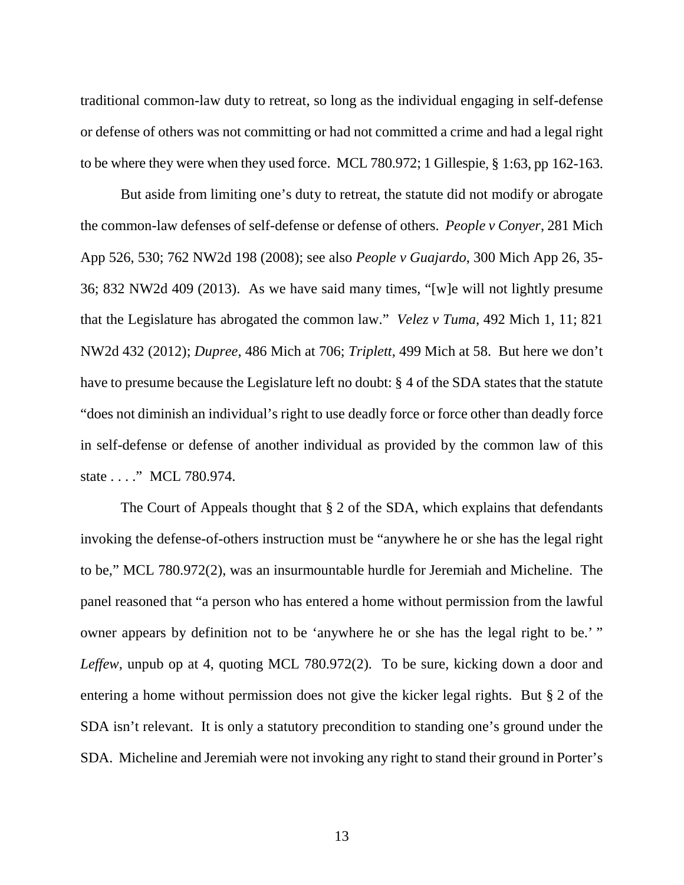traditional common-law duty to retreat, so long as the individual engaging in self-defense or defense of others was not committing or had not committed a crime and had a legal right to be where they were when they used force. MCL 780.972; 1 Gillespie, § 1:63, pp 162-163.

But aside from limiting one's duty to retreat, the statute did not modify or abrogate the common-law defenses of self-defense or defense of others. *People v Conyer*, 281 Mich App 526, 530; 762 NW2d 198 (2008); see also *People v Guajardo*, 300 Mich App 26, 35-36; 832 NW2d 409 (2013). As we have said many times, "[w]e will not lightly presume that the Legislature has abrogated the common law." *Velez v Tuma*, 492 Mich 1, 11; 821 NW2d 432 (2012); *Dupree*, 486 Mich at 706; *Triplett*, 499 Mich at 58. But here we don't have to presume because the Legislature left no doubt: § 4 of the SDA states that the statute "does not diminish an individual's right to use deadly force or force other than deadly force in self-defense or defense of another individual as provided by the common law of this state . . . ." MCL 780.974.

The Court of Appeals thought that § 2 of the SDA, which explains that defendants invoking the defense-of-others instruction must be "anywhere he or she has the legal right to be," MCL 780.972(2), was an insurmountable hurdle for Jeremiah and Micheline. The panel reasoned that "a person who has entered a home without permission from the lawful owner appears by definition not to be 'anywhere he or she has the legal right to be.' " *Leffew*, unpub op at 4, quoting MCL 780.972(2). To be sure, kicking down a door and entering a home without permission does not give the kicker legal rights. But § 2 of the SDA isn't relevant. It is only a statutory precondition to standing one's ground under the SDA. Micheline and Jeremiah were not invoking any right to stand their ground in Porter's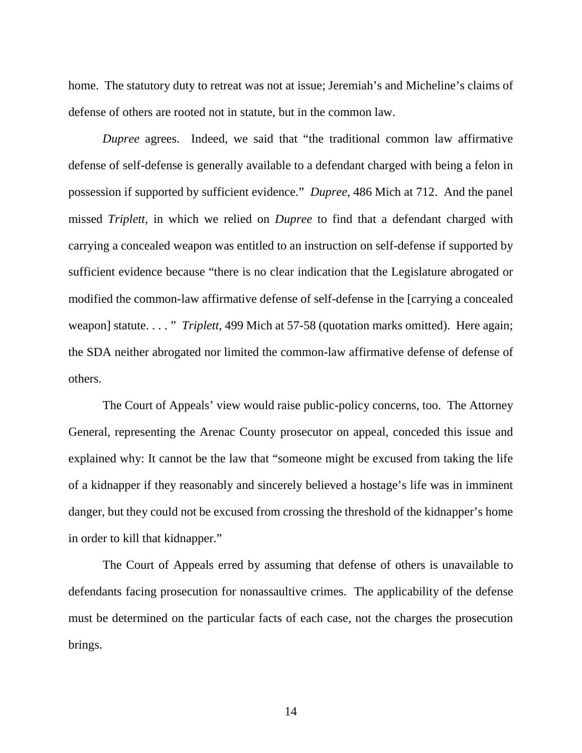home. The statutory duty to retreat was not at issue; Jeremiah's and Micheline's claims of defense of others are rooted not in statute, but in the common law.

*Dupree* agrees. Indeed, we said that "the traditional common law affirmative defense of self-defense is generally available to a defendant charged with being a felon in possession if supported by sufficient evidence." *Dupree*, 486 Mich at 712. And the panel missed *Triplett*, in which we relied on *Dupree* to find that a defendant charged with carrying a concealed weapon was entitled to an instruction on self-defense if supported by sufficient evidence because "there is no clear indication that the Legislature abrogated or modified the common-law affirmative defense of self-defense in the [carrying a concealed weapon] statute. . . . " *Triplett*, 499 Mich at 57-58 (quotation marks omitted). Here again; the SDA neither abrogated nor limited the common-law affirmative defense of defense of others.

The Court of Appeals' view would raise public-policy concerns, too. The Attorney General, representing the Arenac County prosecutor on appeal, conceded this issue and explained why: It cannot be the law that "someone might be excused from taking the life of a kidnapper if they reasonably and sincerely believed a hostage's life was in imminent danger, but they could not be excused from crossing the threshold of the kidnapper's home in order to kill that kidnapper."

The Court of Appeals erred by assuming that defense of others is unavailable to defendants facing prosecution for nonassaultive crimes. The applicability of the defense must be determined on the particular facts of each case, not the charges the prosecution brings.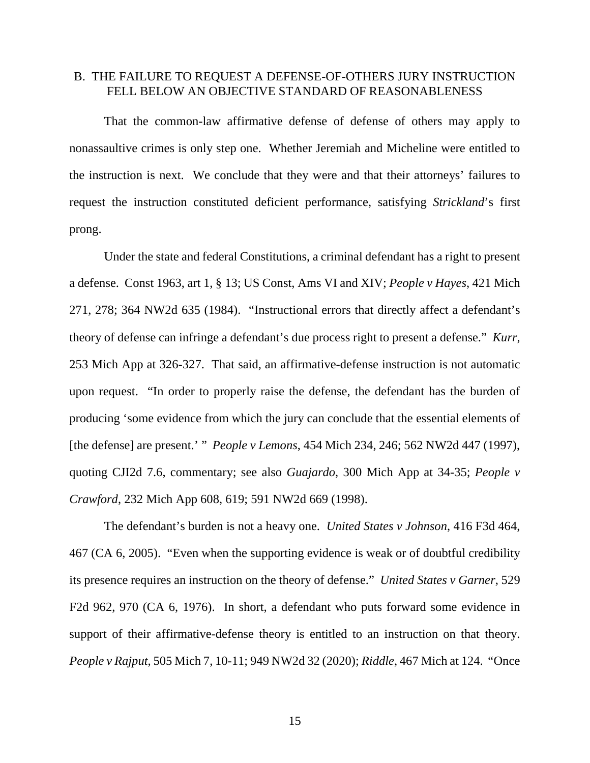## B. THE FAILURE TO REQUEST A DEFENSE-OF-OTHERS JURY INSTRUCTION FELL BELOW AN OBJECTIVE STANDARD OF REASONABLENESS

That the common-law affirmative defense of defense of others may apply to nonassaultive crimes is only step one. Whether Jeremiah and Micheline were entitled to the instruction is next. We conclude that they were and that their attorneys' failures to request the instruction constituted deficient performance, satisfying *Strickland*'s first prong.

Under the state and federal Constitutions, a criminal defendant has a right to present a defense. Const 1963, art 1, § 13; US Const, Ams VI and XIV; *People v Hayes*, 421 Mich 271, 278; 364 NW2d 635 (1984). "Instructional errors that directly affect a defendant's theory of defense can infringe a defendant's due process right to present a defense." *Kurr*, 253 Mich App at 326-327. That said, an affirmative-defense instruction is not automatic upon request. "In order to properly raise the defense, the defendant has the burden of producing 'some evidence from which the jury can conclude that the essential elements of [the defense] are present.' " *People v Lemons*, 454 Mich 234, 246; 562 NW2d 447 (1997), quoting CJI2d 7.6, commentary; see also *Guajardo*, 300 Mich App at 34-35; *People v Crawford*, 232 Mich App 608, 619; 591 NW2d 669 (1998).

The defendant's burden is not a heavy one. *United States v Johnson*, 416 F3d 464, 467 (CA 6, 2005). "Even when the supporting evidence is weak or of doubtful credibility its presence requires an instruction on the theory of defense." *United States v Garner*, 529 F2d 962, 970 (CA 6, 1976). In short, a defendant who puts forward some evidence in support of their affirmative-defense theory is entitled to an instruction on that theory. *People v Rajput*, 505 Mich 7, 10-11; 949 NW2d 32 (2020); *Riddle*, 467 Mich at 124. "Once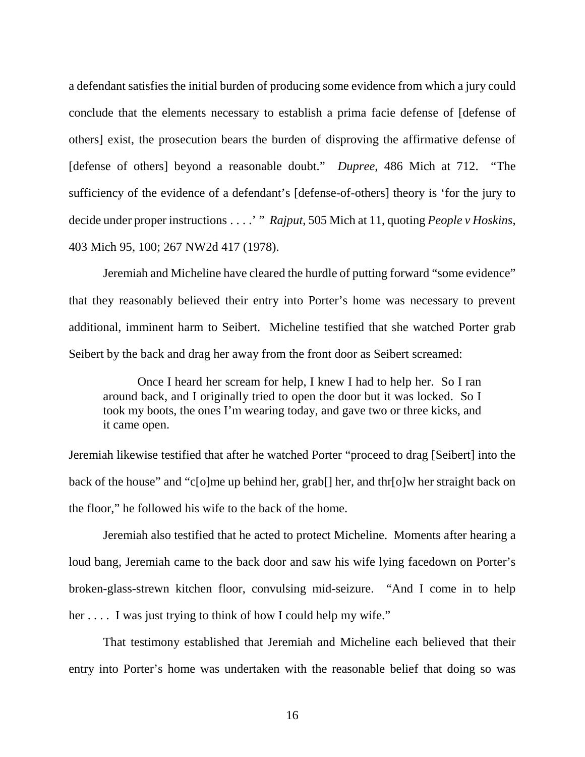a defendant satisfies the initial burden of producing some evidence from which a jury could conclude that the elements necessary to establish a prima facie defense of [defense of others] exist, the prosecution bears the burden of disproving the affirmative defense of [defense of others] beyond a reasonable doubt." *Dupree*, 486 Mich at 712. "The sufficiency of the evidence of a defendant's [defense-of-others] theory is 'for the jury to decide under proper instructions . . . .' " *Rajput*, 505 Mich at 11, quoting *People v Hoskins*, 403 Mich 95, 100; 267 NW2d 417 (1978).

Jeremiah and Micheline have cleared the hurdle of putting forward "some evidence" that they reasonably believed their entry into Porter's home was necessary to prevent additional, imminent harm to Seibert. Micheline testified that she watched Porter grab Seibert by the back and drag her away from the front door as Seibert screamed:

> Once I heard her scream for help, I knew I had to help her. So I ran around back, and I originally tried to open the door but it was locked. So I took my boots, the ones I'm wearing today, and gave two or three kicks, and it came open.

Jeremiah likewise testified that after he watched Porter "proceed to drag [Seibert] into the back of the house" and "c[o]me up behind her, grab[] her, and thr[o]w her straight back on the floor," he followed his wife to the back of the home.

Jeremiah also testified that he acted to protect Micheline. Moments after hearing a loud bang, Jeremiah came to the back door and saw his wife lying facedown on Porter's broken-glass-strewn kitchen floor, convulsing mid-seizure. "And I come in to help her . . . . I was just trying to think of how I could help my wife."

That testimony established that Jeremiah and Micheline each believed that their entry into Porter's home was undertaken with the reasonable belief that doing so was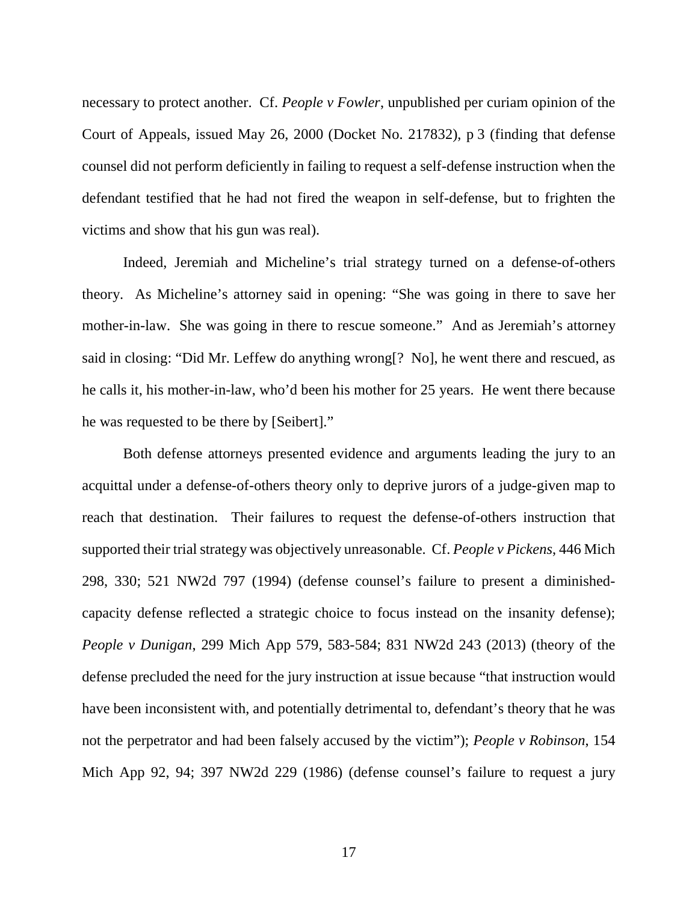necessary to protect another. Cf. *People v Fowler*, unpublished per curiam opinion of the Court of Appeals, issued May 26, 2000 (Docket No. 217832), p 3 (finding that defense counsel did not perform deficiently in failing to request a self-defense instruction when the defendant testified that he had not fired the weapon in self-defense, but to frighten the victims and show that his gun was real).

Indeed, Jeremiah and Micheline's trial strategy turned on a defense-of-others theory. As Micheline's attorney said in opening: "She was going in there to save her mother-in-law. She was going in there to rescue someone." And as Jeremiah's attorney said in closing: "Did Mr. Leffew do anything wrong[? No], he went there and rescued, as he calls it, his mother-in-law, who'd been his mother for 25 years. He went there because he was requested to be there by [Seibert]."

Both defense attorneys presented evidence and arguments leading the jury to an acquittal under a defense-of-others theory only to deprive jurors of a judge-given map to reach that destination. Their failures to request the defense-of-others instruction that supported their trial strategy was objectively unreasonable. Cf. *People v Pickens*, 446 Mich 298, 330; 521 NW2d 797 (1994) (defense counsel's failure to present a diminished-capacity defense reflected a strategic choice to focus instead on the insanity defense); *People v Dunigan*, 299 Mich App 579, 583-584; 831 NW2d 243 (2013) (theory of the defense precluded the need for the jury instruction at issue because "that instruction would have been inconsistent with, and potentially detrimental to, defendant's theory that he was not the perpetrator and had been falsely accused by the victim"); *People v Robinson*, 154 Mich App 92, 94; 397 NW2d 229 (1986) (defense counsel's failure to request a jury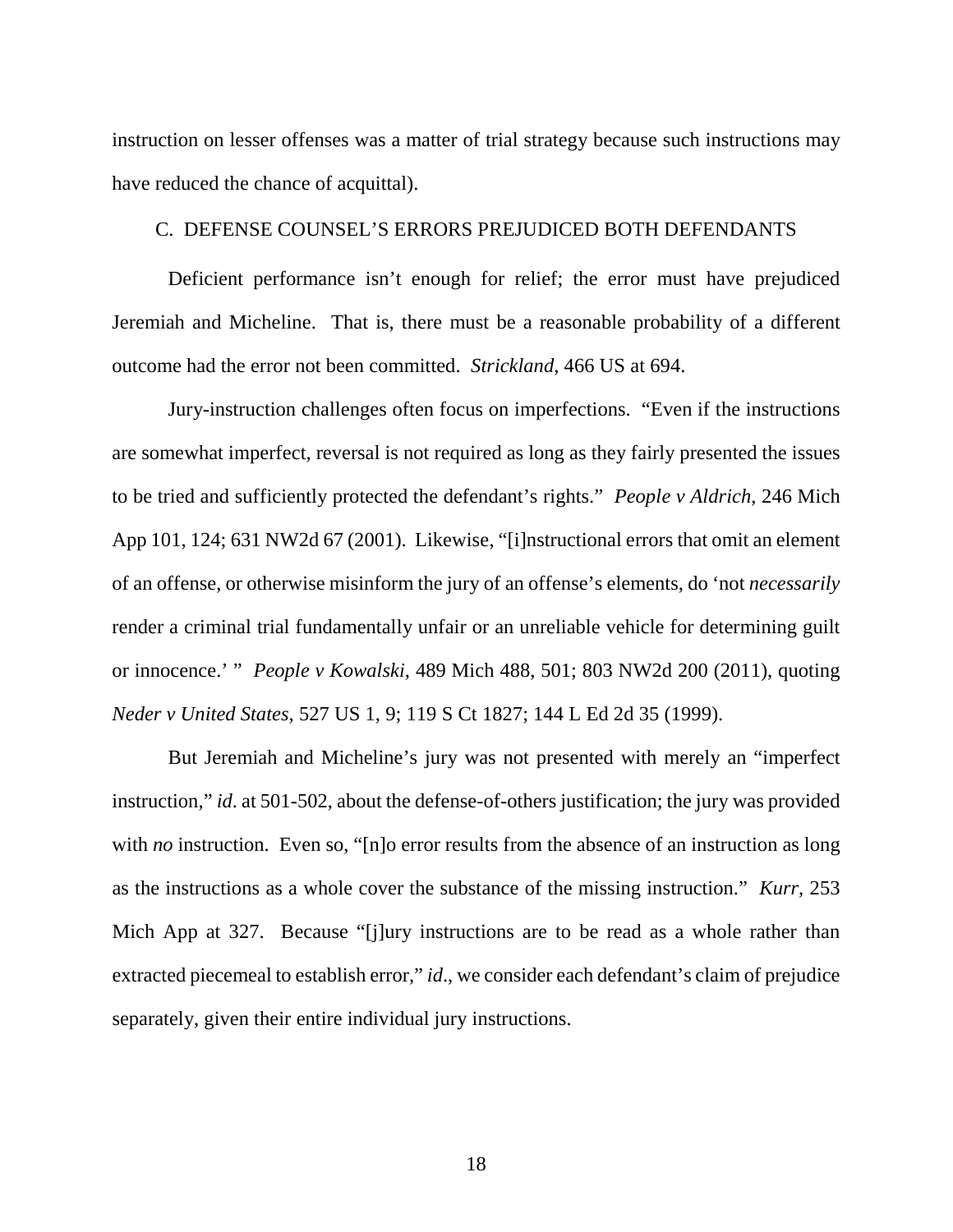instruction on lesser offenses was a matter of trial strategy because such instructions may have reduced the chance of acquittal).

### C. DEFENSE COUNSEL'S ERRORS PREJUDICED BOTH DEFENDANTS

Deficient performance isn't enough for relief; the error must have prejudiced Jeremiah and Micheline. That is, there must be a reasonable probability of a different outcome had the error not been committed. *Strickland*, 466 US at 694.

Jury-instruction challenges often focus on imperfections. "Even if the instructions are somewhat imperfect, reversal is not required as long as they fairly presented the issues to be tried and sufficiently protected the defendant's rights." *People v Aldrich*, 246 Mich App 101, 124; 631 NW2d 67 (2001). Likewise, "[i]nstructional errors that omit an element of an offense, or otherwise misinform the jury of an offense's elements, do 'not *necessarily* render a criminal trial fundamentally unfair or an unreliable vehicle for determining guilt or innocence.' " *People v Kowalski*, 489 Mich 488, 501; 803 NW2d 200 (2011), quoting *Neder v United States*, 527 US 1, 9; 119 S Ct 1827; 144 L Ed 2d 35 (1999).

But Jeremiah and Micheline's jury was not presented with merely an "imperfect instruction," *id*. at 501-502, about the defense-of-others justification; the jury was provided with *no* instruction. Even so, "[n]o error results from the absence of an instruction as long as the instructions as a whole cover the substance of the missing instruction." *Kurr*, 253 Mich App at 327. Because "[j]ury instructions are to be read as a whole rather than extracted piecemeal to establish error," *id*., we consider each defendant's claim of prejudice separately, given their entire individual jury instructions.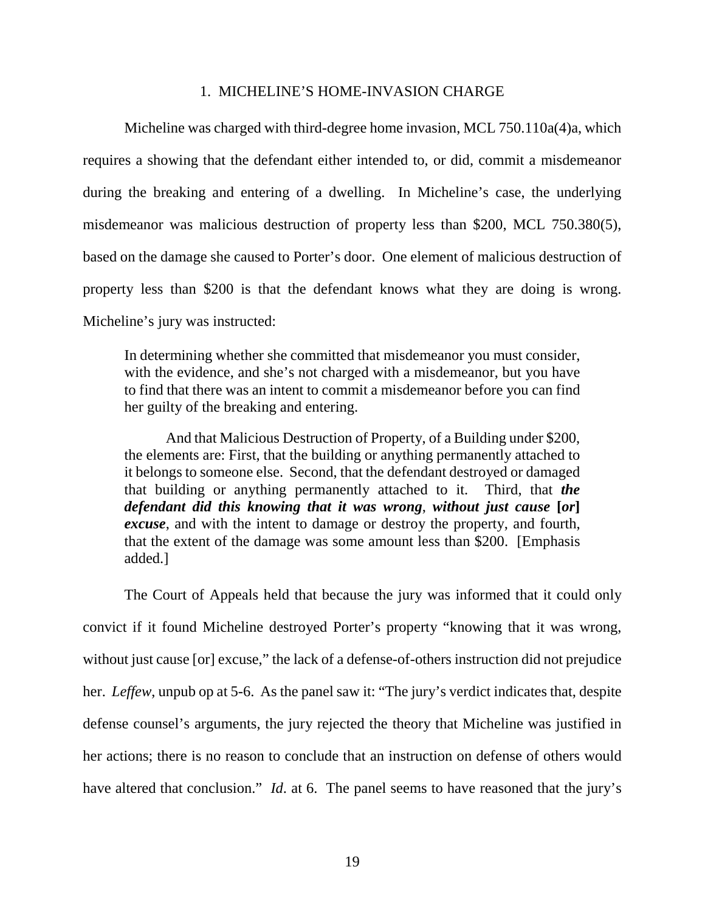### 1. MICHELINE'S HOME-INVASION CHARGE

Micheline was charged with third-degree home invasion, MCL 750.110a(4)a, which requires a showing that the defendant either intended to, or did, commit a misdemeanor during the breaking and entering of a dwelling. In Micheline's case, the underlying misdemeanor was malicious destruction of property less than $200, MCL 750.380(5), based on the damage she caused to Porter's door. One element of malicious destruction of property less than $200 is that the defendant knows what they are doing is wrong. Micheline's jury was instructed:

> In determining whether she committed that misdemeanor you must consider, with the evidence, and she's not charged with a misdemeanor, but you have to find that there was an intent to commit a misdemeanor before you can find her guilty of the breaking and entering.
>
> And that Malicious Destruction of Property, of a Building under $200, the elements are: First, that the building or anything permanently attached to it belongs to someone else. Second, that the defendant destroyed or damaged that building or anything permanently attached to it. Third, that ***the defendant did this knowing that it was wrong***, ***without just cause* [*or*] *excuse***, and with the intent to damage or destroy the property, and fourth, that the extent of the damage was some amount less than $200. [Emphasis added.]

The Court of Appeals held that because the jury was informed that it could only convict if it found Micheline destroyed Porter's property "knowing that it was wrong, without just cause [or] excuse," the lack of a defense-of-others instruction did not prejudice her. *Leffew*, unpub op at 5-6. As the panel saw it: "The jury's verdict indicates that, despite defense counsel's arguments, the jury rejected the theory that Micheline was justified in her actions; there is no reason to conclude that an instruction on defense of others would have altered that conclusion." *Id.* at 6. The panel seems to have reasoned that the jury's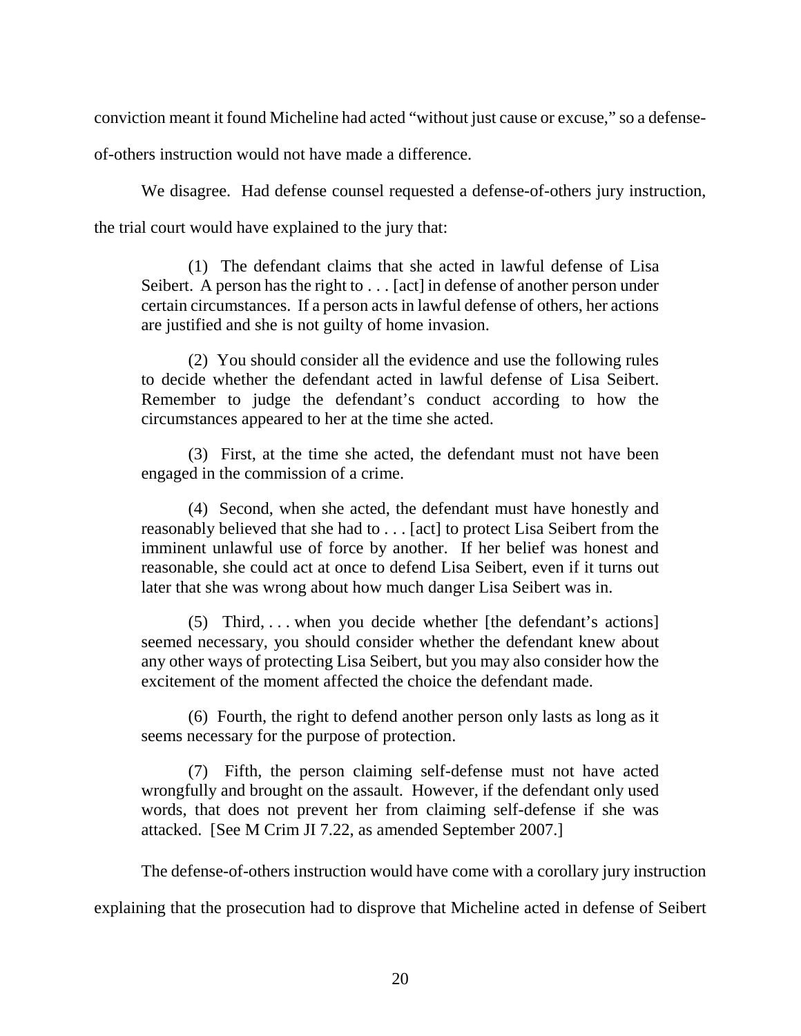conviction meant it found Micheline had acted "without just cause or excuse," so a defense-of-others instruction would not have made a difference.

We disagree. Had defense counsel requested a defense-of-others jury instruction, the trial court would have explained to the jury that:

> (1) The defendant claims that she acted in lawful defense of Lisa Seibert. A person has the right to . . . [act] in defense of another person under certain circumstances. If a person acts in lawful defense of others, her actions are justified and she is not guilty of home invasion.
>
> (2) You should consider all the evidence and use the following rules to decide whether the defendant acted in lawful defense of Lisa Seibert. Remember to judge the defendant's conduct according to how the circumstances appeared to her at the time she acted.
>
> (3) First, at the time she acted, the defendant must not have been engaged in the commission of a crime.
>
> (4) Second, when she acted, the defendant must have honestly and reasonably believed that she had to . . . [act] to protect Lisa Seibert from the imminent unlawful use of force by another. If her belief was honest and reasonable, she could act at once to defend Lisa Seibert, even if it turns out later that she was wrong about how much danger Lisa Seibert was in.
>
> (5) Third, . . . when you decide whether [the defendant's actions] seemed necessary, you should consider whether the defendant knew about any other ways of protecting Lisa Seibert, but you may also consider how the excitement of the moment affected the choice the defendant made.
>
> (6) Fourth, the right to defend another person only lasts as long as it seems necessary for the purpose of protection.
>
> (7) Fifth, the person claiming self-defense must not have acted wrongfully and brought on the assault. However, if the defendant only used words, that does not prevent her from claiming self-defense if she was attacked. [See M Crim JI 7.22, as amended September 2007.]

The defense-of-others instruction would have come with a corollary jury instruction explaining that the prosecution had to disprove that Micheline acted in defense of Seibert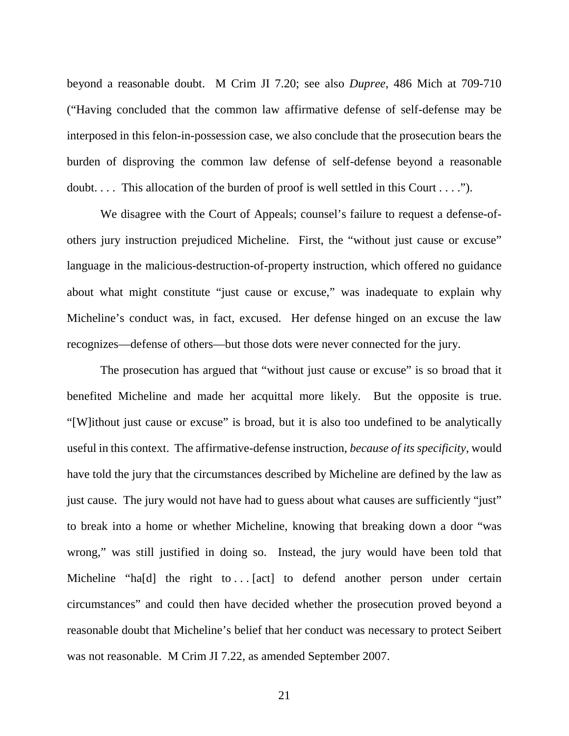beyond a reasonable doubt. M Crim JI 7.20; see also *Dupree*, 486 Mich at 709-710 ("Having concluded that the common law affirmative defense of self-defense may be interposed in this felon-in-possession case, we also conclude that the prosecution bears the burden of disproving the common law defense of self-defense beyond a reasonable doubt. . . . This allocation of the burden of proof is well settled in this Court . . . .").

We disagree with the Court of Appeals; counsel's failure to request a defense-of-others jury instruction prejudiced Micheline. First, the "without just cause or excuse" language in the malicious-destruction-of-property instruction, which offered no guidance about what might constitute "just cause or excuse," was inadequate to explain why Micheline's conduct was, in fact, excused. Her defense hinged on an excuse the law recognizes—defense of others—but those dots were never connected for the jury.

The prosecution has argued that "without just cause or excuse" is so broad that it benefited Micheline and made her acquittal more likely. But the opposite is true. "[W]ithout just cause or excuse" is broad, but it is also too undefined to be analytically useful in this context. The affirmative-defense instruction, *because of its specificity*, would have told the jury that the circumstances described by Micheline are defined by the law as just cause. The jury would not have had to guess about what causes are sufficiently "just" to break into a home or whether Micheline, knowing that breaking down a door "was wrong," was still justified in doing so. Instead, the jury would have been told that Micheline "ha[d] the right to . . . [act] to defend another person under certain circumstances" and could then have decided whether the prosecution proved beyond a reasonable doubt that Micheline's belief that her conduct was necessary to protect Seibert was not reasonable. M Crim JI 7.22, as amended September 2007.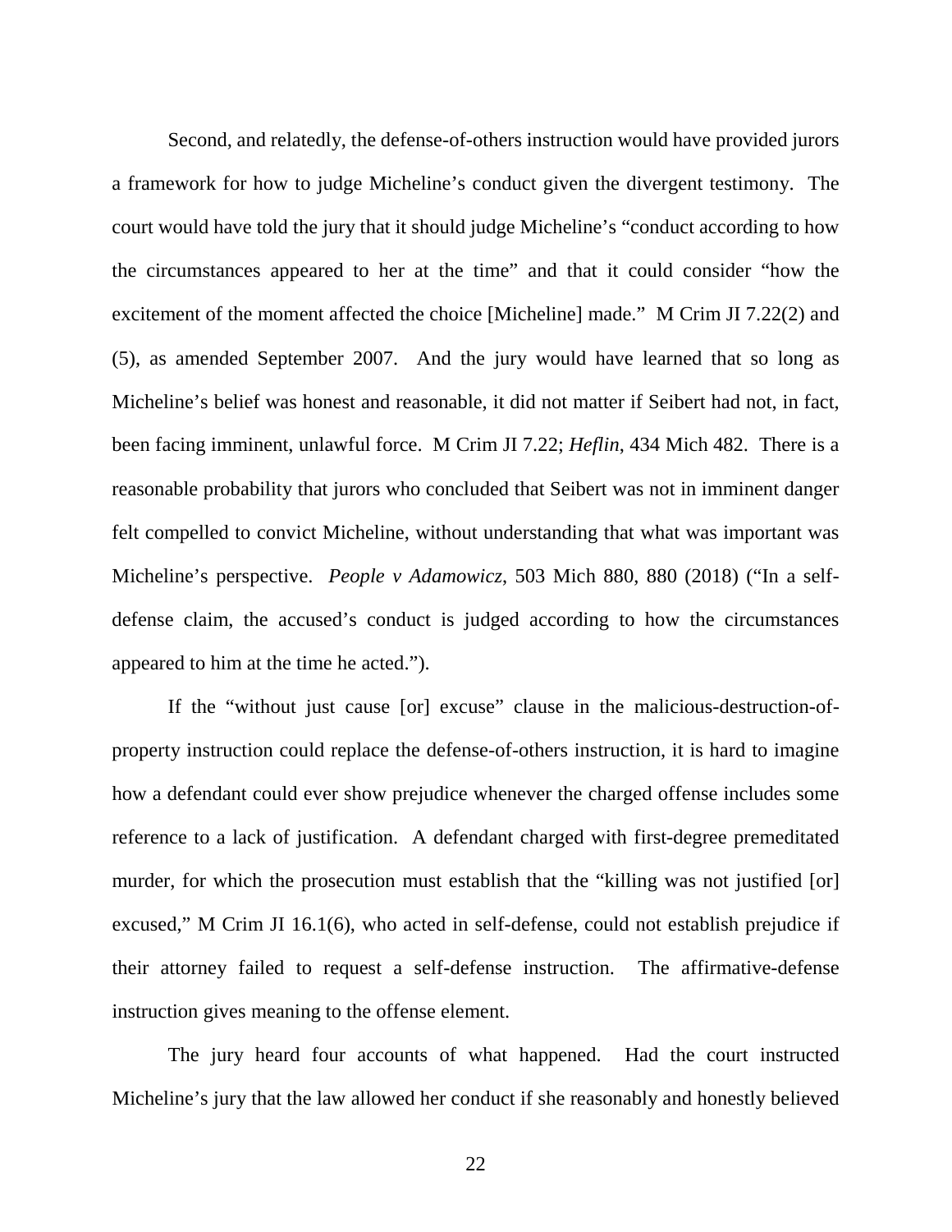Second, and relatedly, the defense-of-others instruction would have provided jurors a framework for how to judge Micheline's conduct given the divergent testimony. The court would have told the jury that it should judge Micheline's "conduct according to how the circumstances appeared to her at the time" and that it could consider "how the excitement of the moment affected the choice [Micheline] made." M Crim JI 7.22(2) and (5), as amended September 2007. And the jury would have learned that so long as Micheline's belief was honest and reasonable, it did not matter if Seibert had not, in fact, been facing imminent, unlawful force. M Crim JI 7.22; *Heflin*, 434 Mich 482. There is a reasonable probability that jurors who concluded that Seibert was not in imminent danger felt compelled to convict Micheline, without understanding that what was important was Micheline's perspective. *People v Adamowicz*, 503 Mich 880, 880 (2018) ("In a self-defense claim, the accused's conduct is judged according to how the circumstances appeared to him at the time he acted.").

If the "without just cause [or] excuse" clause in the malicious-destruction-of-property instruction could replace the defense-of-others instruction, it is hard to imagine how a defendant could ever show prejudice whenever the charged offense includes some reference to a lack of justification. A defendant charged with first-degree premeditated murder, for which the prosecution must establish that the "killing was not justified [or] excused," M Crim JI 16.1(6), who acted in self-defense, could not establish prejudice if their attorney failed to request a self-defense instruction. The affirmative-defense instruction gives meaning to the offense element.

The jury heard four accounts of what happened. Had the court instructed Micheline's jury that the law allowed her conduct if she reasonably and honestly believed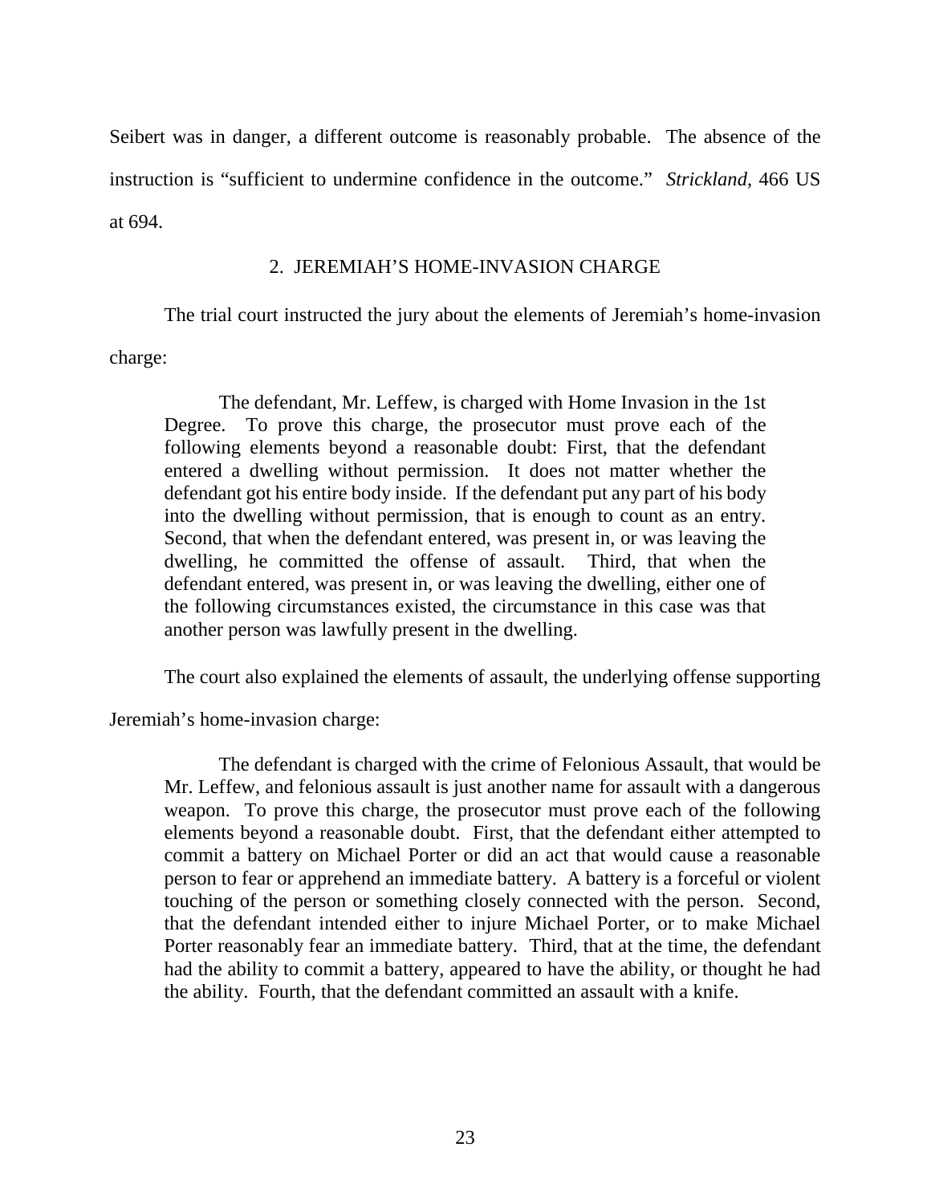Seibert was in danger, a different outcome is reasonably probable. The absence of the instruction is "sufficient to undermine confidence in the outcome." *Strickland*, 466 US at 694.

### 2. JEREMIAH'S HOME-INVASION CHARGE

The trial court instructed the jury about the elements of Jeremiah's home-invasion charge:

> The defendant, Mr. Leffew, is charged with Home Invasion in the 1st Degree. To prove this charge, the prosecutor must prove each of the following elements beyond a reasonable doubt: First, that the defendant entered a dwelling without permission. It does not matter whether the defendant got his entire body inside. If the defendant put any part of his body into the dwelling without permission, that is enough to count as an entry. Second, that when the defendant entered, was present in, or was leaving the dwelling, he committed the offense of assault. Third, that when the defendant entered, was present in, or was leaving the dwelling, either one of the following circumstances existed, the circumstance in this case was that another person was lawfully present in the dwelling.

The court also explained the elements of assault, the underlying offense supporting Jeremiah's home-invasion charge:

> The defendant is charged with the crime of Felonious Assault, that would be Mr. Leffew, and felonious assault is just another name for assault with a dangerous weapon. To prove this charge, the prosecutor must prove each of the following elements beyond a reasonable doubt. First, that the defendant either attempted to commit a battery on Michael Porter or did an act that would cause a reasonable person to fear or apprehend an immediate battery. A battery is a forceful or violent touching of the person or something closely connected with the person. Second, that the defendant intended either to injure Michael Porter, or to make Michael Porter reasonably fear an immediate battery. Third, that at the time, the defendant had the ability to commit a battery, appeared to have the ability, or thought he had the ability. Fourth, that the defendant committed an assault with a knife.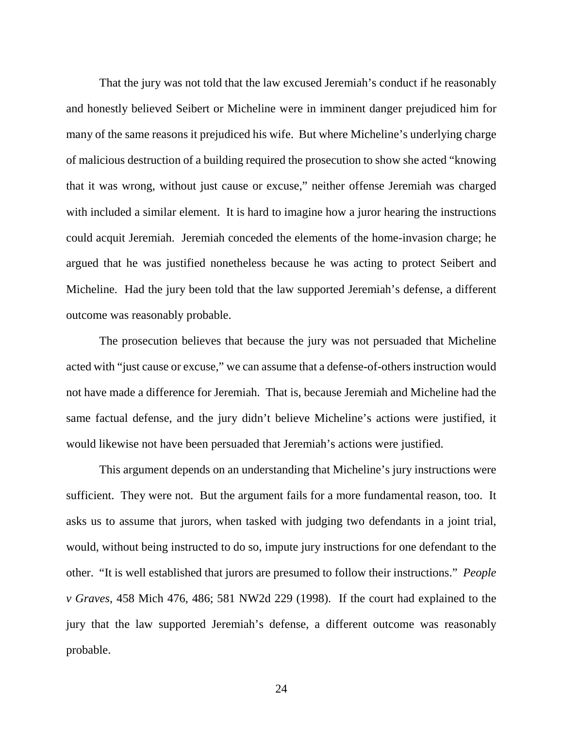That the jury was not told that the law excused Jeremiah's conduct if he reasonably and honestly believed Seibert or Micheline were in imminent danger prejudiced him for many of the same reasons it prejudiced his wife. But where Micheline's underlying charge of malicious destruction of a building required the prosecution to show she acted "knowing that it was wrong, without just cause or excuse," neither offense Jeremiah was charged with included a similar element. It is hard to imagine how a juror hearing the instructions could acquit Jeremiah. Jeremiah conceded the elements of the home-invasion charge; he argued that he was justified nonetheless because he was acting to protect Seibert and Micheline. Had the jury been told that the law supported Jeremiah's defense, a different outcome was reasonably probable.

The prosecution believes that because the jury was not persuaded that Micheline acted with "just cause or excuse," we can assume that a defense-of-others instruction would not have made a difference for Jeremiah. That is, because Jeremiah and Micheline had the same factual defense, and the jury didn't believe Micheline's actions were justified, it would likewise not have been persuaded that Jeremiah's actions were justified.

This argument depends on an understanding that Micheline's jury instructions were sufficient. They were not. But the argument fails for a more fundamental reason, too. It asks us to assume that jurors, when tasked with judging two defendants in a joint trial, would, without being instructed to do so, impute jury instructions for one defendant to the other. "It is well established that jurors are presumed to follow their instructions." *People v Graves*, 458 Mich 476, 486; 581 NW2d 229 (1998). If the court had explained to the jury that the law supported Jeremiah's defense, a different outcome was reasonably probable.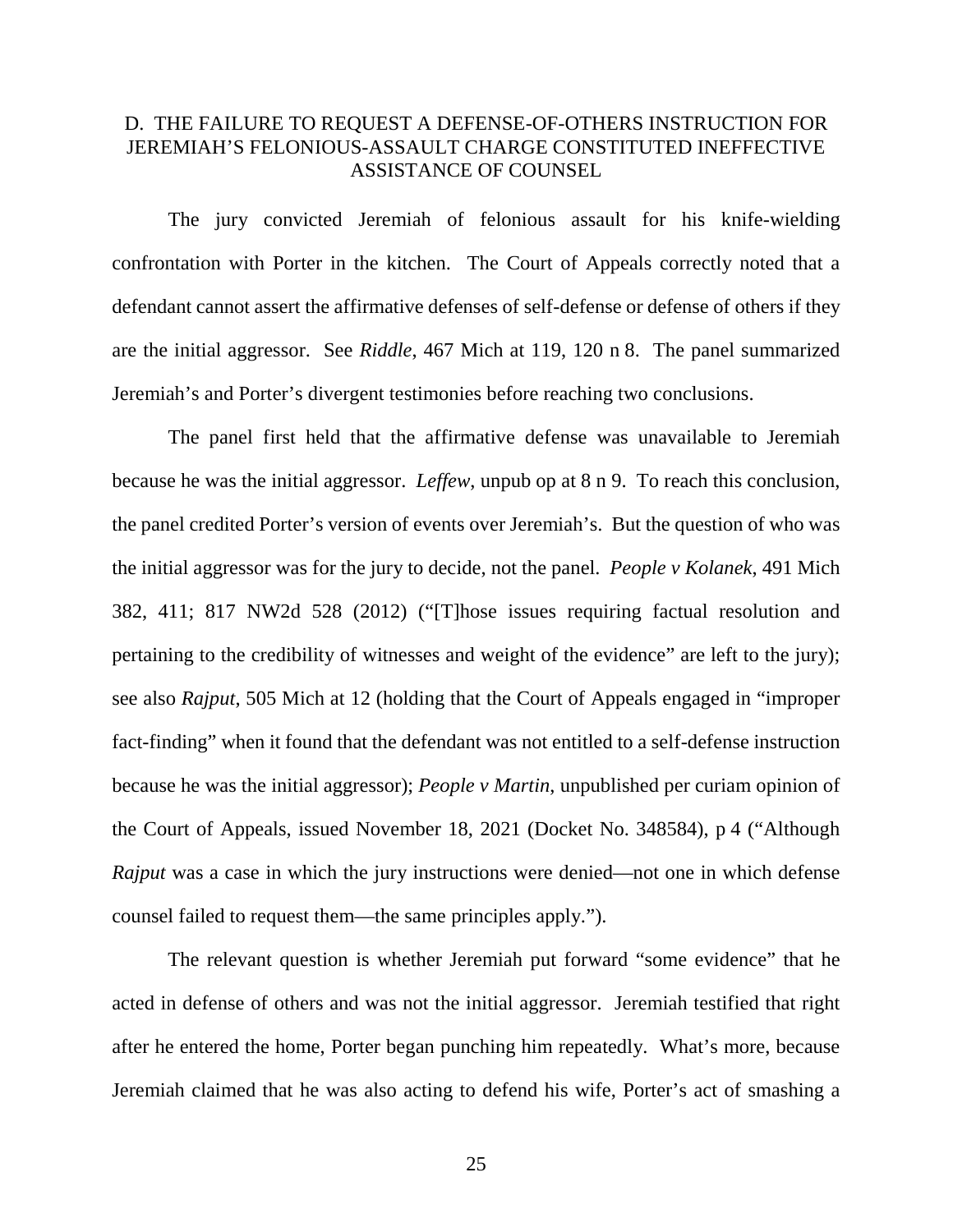### D. THE FAILURE TO REQUEST A DEFENSE-OF-OTHERS INSTRUCTION FOR JEREMIAH'S FELONIOUS-ASSAULT CHARGE CONSTITUTED INEFFECTIVE ASSISTANCE OF COUNSEL

The jury convicted Jeremiah of felonious assault for his knife-wielding confrontation with Porter in the kitchen. The Court of Appeals correctly noted that a defendant cannot assert the affirmative defenses of self-defense or defense of others if they are the initial aggressor. See *Riddle*, 467 Mich at 119, 120 n 8. The panel summarized Jeremiah's and Porter's divergent testimonies before reaching two conclusions.

The panel first held that the affirmative defense was unavailable to Jeremiah because he was the initial aggressor. *Leffew*, unpub op at 8 n 9. To reach this conclusion, the panel credited Porter's version of events over Jeremiah's. But the question of who was the initial aggressor was for the jury to decide, not the panel. *People v Kolanek*, 491 Mich 382, 411; 817 NW2d 528 (2012) ("[T]hose issues requiring factual resolution and pertaining to the credibility of witnesses and weight of the evidence" are left to the jury); see also *Rajput*, 505 Mich at 12 (holding that the Court of Appeals engaged in "improper fact-finding" when it found that the defendant was not entitled to a self-defense instruction because he was the initial aggressor); *People v Martin*, unpublished per curiam opinion of the Court of Appeals, issued November 18, 2021 (Docket No. 348584), p 4 ("Although *Rajput* was a case in which the jury instructions were denied—not one in which defense counsel failed to request them—the same principles apply.").

The relevant question is whether Jeremiah put forward "some evidence" that he acted in defense of others and was not the initial aggressor. Jeremiah testified that right after he entered the home, Porter began punching him repeatedly. What's more, because Jeremiah claimed that he was also acting to defend his wife, Porter's act of smashing a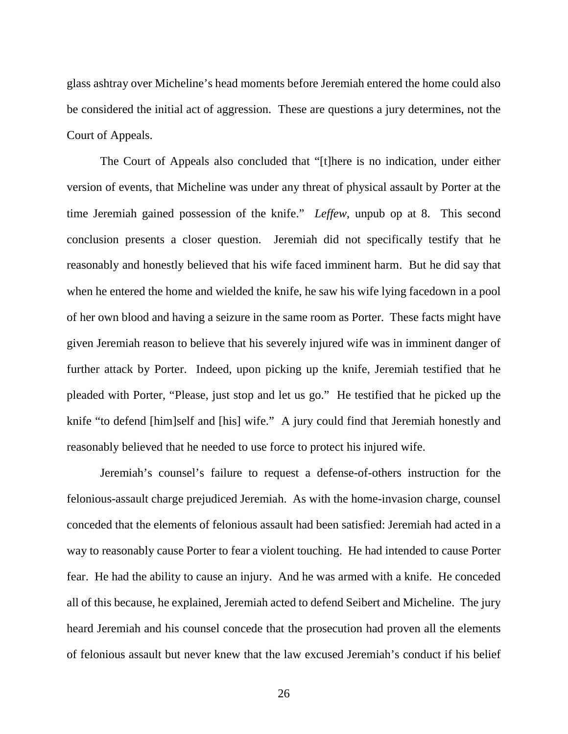glass ashtray over Micheline's head moments before Jeremiah entered the home could also be considered the initial act of aggression. These are questions a jury determines, not the Court of Appeals.

The Court of Appeals also concluded that "[t]here is no indication, under either version of events, that Micheline was under any threat of physical assault by Porter at the time Jeremiah gained possession of the knife." *Leffew*, unpub op at 8. This second conclusion presents a closer question. Jeremiah did not specifically testify that he reasonably and honestly believed that his wife faced imminent harm. But he did say that when he entered the home and wielded the knife, he saw his wife lying facedown in a pool of her own blood and having a seizure in the same room as Porter. These facts might have given Jeremiah reason to believe that his severely injured wife was in imminent danger of further attack by Porter. Indeed, upon picking up the knife, Jeremiah testified that he pleaded with Porter, "Please, just stop and let us go." He testified that he picked up the knife "to defend [him]self and [his] wife." A jury could find that Jeremiah honestly and reasonably believed that he needed to use force to protect his injured wife.

Jeremiah's counsel's failure to request a defense-of-others instruction for the felonious-assault charge prejudiced Jeremiah. As with the home-invasion charge, counsel conceded that the elements of felonious assault had been satisfied: Jeremiah had acted in a way to reasonably cause Porter to fear a violent touching. He had intended to cause Porter fear. He had the ability to cause an injury. And he was armed with a knife. He conceded all of this because, he explained, Jeremiah acted to defend Seibert and Micheline. The jury heard Jeremiah and his counsel concede that the prosecution had proven all the elements of felonious assault but never knew that the law excused Jeremiah's conduct if his belief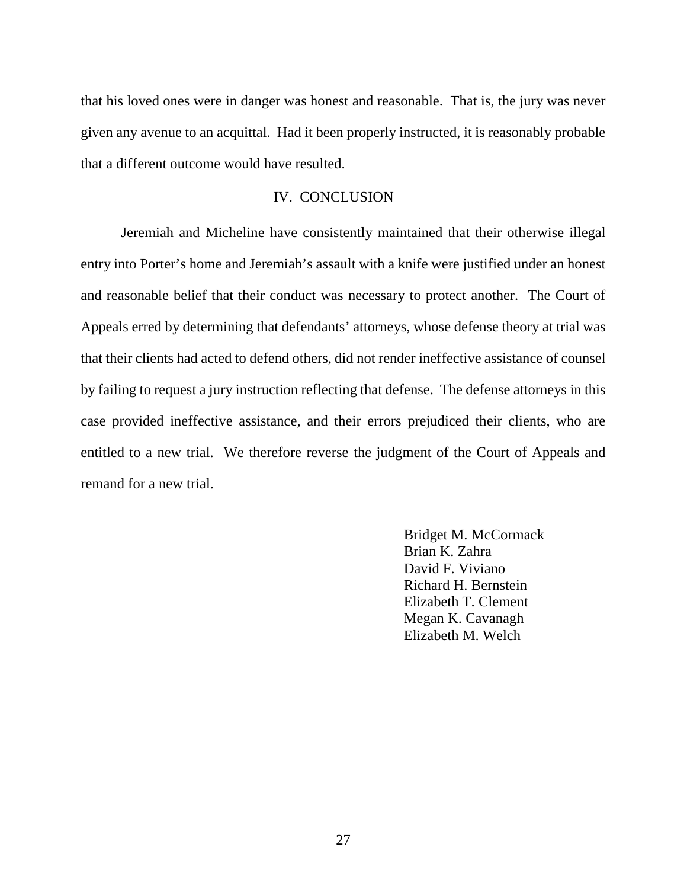that his loved ones were in danger was honest and reasonable. That is, the jury was never given any avenue to an acquittal. Had it been properly instructed, it is reasonably probable that a different outcome would have resulted.

## IV. CONCLUSION

Jeremiah and Micheline have consistently maintained that their otherwise illegal entry into Porter's home and Jeremiah's assault with a knife were justified under an honest and reasonable belief that their conduct was necessary to protect another. The Court of Appeals erred by determining that defendants' attorneys, whose defense theory at trial was that their clients had acted to defend others, did not render ineffective assistance of counsel by failing to request a jury instruction reflecting that defense. The defense attorneys in this case provided ineffective assistance, and their errors prejudiced their clients, who are entitled to a new trial. We therefore reverse the judgment of the Court of Appeals and remand for a new trial.

Bridget M. McCormack
Brian K. Zahra
David F. Viviano
Richard H. Bernstein
Elizabeth T. Clement
Megan K. Cavanagh
Elizabeth M. Welch